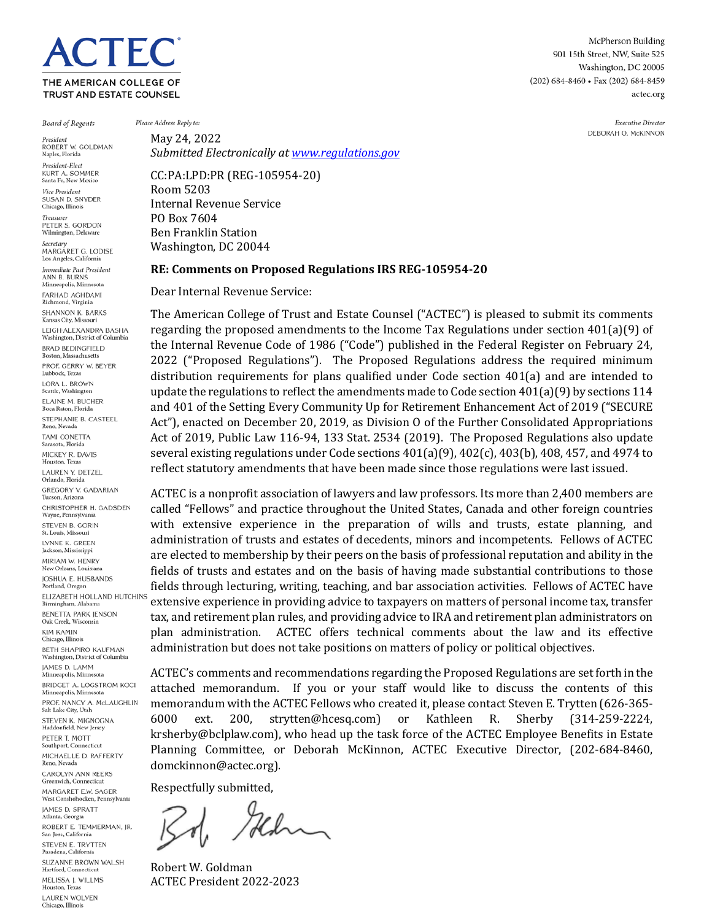# ACTEC

THE AMERICAN COLLEGE OF TRUST AND ESTATE COUNSEL

McPherson Building
901 15th Street, NW, Suite 525
Washington, DC 20005
(202) 684-8460 • Fax (202) 684-8459
actec.org

*Board of Regents*

*President*
ROBERT W. GOLDMAN
Naples, Florida

*President-Elect*
KURT A. SOMMER
Santa Fe, New Mexico

*Vice President*
SUSAN D. SNYDER
Chicago, Illinois

*Treasurer*
PETER S. GORDON
Wilmington, Delaware

*Secretary*
MARGARET G. LODISE
Los Angeles, California

*Immediate Past President*
ANN B. BURNS
Minneapolis, Minnesota

FARHAD AGHDAMI
Richmond, Virginia

SHANNON K. BARKS
Kansas City, Missouri

LEIGH-ALEXANDRA BASHA
Washington, District of Columbia

BRAD BEDINGFIELD
Boston, Massachusetts

PROF. GERRY W. BEYER
Lubbock, Texas

LORA L. BROWN
Seattle, Washington

ELAINE M. BUCHER
Boca Raton, Florida

STEPHANIE B. CASTEEL
Reno, Nevada

TAMI CONETTA
Sarasota, Florida

MICKEY R. DAVIS
Houston, Texas

LAUREN Y. DETZEL
Orlando, Florida

GREGORY V. GADARIAN
Tucson, Arizona

CHRISTOPHER H. GADSDEN
Wayne, Pennsylvania

STEVEN B. GORIN
St. Louis, Missouri

LYNNE K. GREEN
Jackson, Mississippi

MIRIAM W. HENRY
New Orleans, Louisiana

JOSHUA E. HUSBANDS
Portland, Oregon

ELIZABETH HOLLAND HUTCHINS
Birmingham, Alabama

BENETTA PARK JENSON
Oak Creek, Wisconsin

KIM KAMIN
Chicago, Illinois

BETH SHAPIRO KAUFMAN
Washington, District of Columbia

JAMES D. LAMM
Minneapolis, Minnesota

BRIDGET A. LOGSTROM KOCI
Minneapolis, Minnesota

PROF. NANCY A. McLAUGHLIN
Salt Lake City, Utah

STEVEN K. MIGNOGNA
Haddonfield, New Jersey

PETER T. MOTT
Southport, Connecticut

MICHAELLE D. RAFFERTY
Reno, Nevada

CAROLYN ANN REERS
Greenwich, Connecticut

MARGARET E.W. SAGER
West Conshohocken, Pennsylvania

JAMES D. SPRATT
Atlanta, Georgia

ROBERT E. TEMMERMAN, JR.
San Jose, California

STEVEN E. TRYTTEN
Pasadena, California

SUZANNE BROWN WALSH
Hartford, Connecticut

MELISSA J. WILLMS
Houston, Texas

LAUREN WOLVEN
Chicago, Illinois

*Please Address Reply to:*

*Executive Director*
DEBORAH O. McKINNON

May 24, 2022
*Submitted Electronically at www.regulations.gov*

CC:PA:LPD:PR (REG-105954-20)
Room 5203
Internal Revenue Service
PO Box 7604
Ben Franklin Station
Washington, DC 20044

**RE: Comments on Proposed Regulations IRS REG-105954-20**

Dear Internal Revenue Service:

The American College of Trust and Estate Counsel ("ACTEC") is pleased to submit its comments regarding the proposed amendments to the Income Tax Regulations under section 401(a)(9) of the Internal Revenue Code of 1986 ("Code") published in the Federal Register on February 24, 2022 ("Proposed Regulations"). The Proposed Regulations address the required minimum distribution requirements for plans qualified under Code section 401(a) and are intended to update the regulations to reflect the amendments made to Code section 401(a)(9) by sections 114 and 401 of the Setting Every Community Up for Retirement Enhancement Act of 2019 ("SECURE Act"), enacted on December 20, 2019, as Division O of the Further Consolidated Appropriations Act of 2019, Public Law 116-94, 133 Stat. 2534 (2019). The Proposed Regulations also update several existing regulations under Code sections 401(a)(9), 402(c), 403(b), 408, 457, and 4974 to reflect statutory amendments that have been made since those regulations were last issued.

ACTEC is a nonprofit association of lawyers and law professors. Its more than 2,400 members are called "Fellows" and practice throughout the United States, Canada and other foreign countries with extensive experience in the preparation of wills and trusts, estate planning, and administration of trusts and estates of decedents, minors and incompetents. Fellows of ACTEC are elected to membership by their peers on the basis of professional reputation and ability in the fields of trusts and estates and on the basis of having made substantial contributions to those fields through lecturing, writing, teaching, and bar association activities. Fellows of ACTEC have extensive experience in providing advice to taxpayers on matters of personal income tax, transfer tax, and retirement plan rules, and providing advice to IRA and retirement plan administrators on plan administration. ACTEC offers technical comments about the law and its effective administration but does not take positions on matters of policy or political objectives.

ACTEC's comments and recommendations regarding the Proposed Regulations are set forth in the attached memorandum. If you or your staff would like to discuss the contents of this memorandum with the ACTEC Fellows who created it, please contact Steven E. Trytten (626-365-6000 ext. 200, strytten@hcesq.com) or Kathleen R. Sherby (314-259-2224, krsherby@bclplaw.com), who head up the task force of the ACTEC Employee Benefits in Estate Planning Committee, or Deborah McKinnon, ACTEC Executive Director, (202-684-8460, domckinnon@actec.org).

Respectfully submitted,

Robert W. Goldman
ACTEC President 2022-2023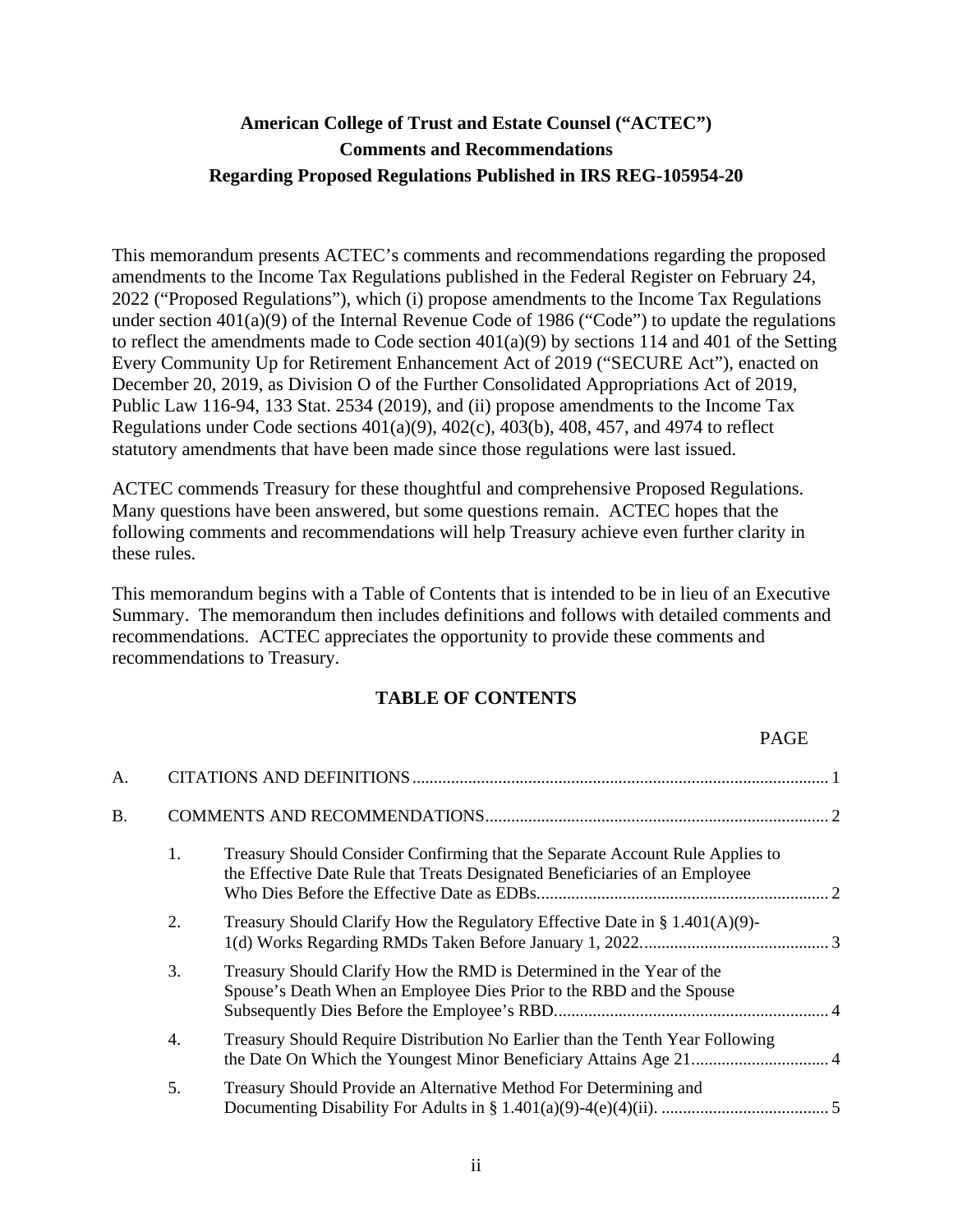**American College of Trust and Estate Counsel ("ACTEC")**
**Comments and Recommendations**
**Regarding Proposed Regulations Published in IRS REG-105954-20**

This memorandum presents ACTEC's comments and recommendations regarding the proposed amendments to the Income Tax Regulations published in the Federal Register on February 24, 2022 ("Proposed Regulations"), which (i) propose amendments to the Income Tax Regulations under section 401(a)(9) of the Internal Revenue Code of 1986 ("Code") to update the regulations to reflect the amendments made to Code section 401(a)(9) by sections 114 and 401 of the Setting Every Community Up for Retirement Enhancement Act of 2019 ("SECURE Act"), enacted on December 20, 2019, as Division O of the Further Consolidated Appropriations Act of 2019, Public Law 116-94, 133 Stat. 2534 (2019), and (ii) propose amendments to the Income Tax Regulations under Code sections 401(a)(9), 402(c), 403(b), 408, 457, and 4974 to reflect statutory amendments that have been made since those regulations were last issued.

ACTEC commends Treasury for these thoughtful and comprehensive Proposed Regulations. Many questions have been answered, but some questions remain. ACTEC hopes that the following comments and recommendations will help Treasury achieve even further clarity in these rules.

This memorandum begins with a Table of Contents that is intended to be in lieu of an Executive Summary. The memorandum then includes definitions and follows with detailed comments and recommendations. ACTEC appreciates the opportunity to provide these comments and recommendations to Treasury.

## TABLE OF CONTENTS

| | | | PAGE |
|---|---|---|---|
| A. | CITATIONS AND DEFINITIONS | | 1 |
| B. | COMMENTS AND RECOMMENDATIONS | | 2 |
| | 1. | Treasury Should Consider Confirming that the Separate Account Rule Applies to the Effective Date Rule that Treats Designated Beneficiaries of an Employee Who Dies Before the Effective Date as EDBs | 2 |
| | 2. | Treasury Should Clarify How the Regulatory Effective Date in § 1.401(A)(9)-1(d) Works Regarding RMDs Taken Before January 1, 2022 | 3 |
| | 3. | Treasury Should Clarify How the RMD is Determined in the Year of the Spouse's Death When an Employee Dies Prior to the RBD and the Spouse Subsequently Dies Before the Employee's RBD | 4 |
| | 4. | Treasury Should Require Distribution No Earlier than the Tenth Year Following the Date On Which the Youngest Minor Beneficiary Attains Age 21 | 4 |
| | 5. | Treasury Should Provide an Alternative Method For Determining and Documenting Disability For Adults in § 1.401(a)(9)-4(e)(4)(ii). | 5 |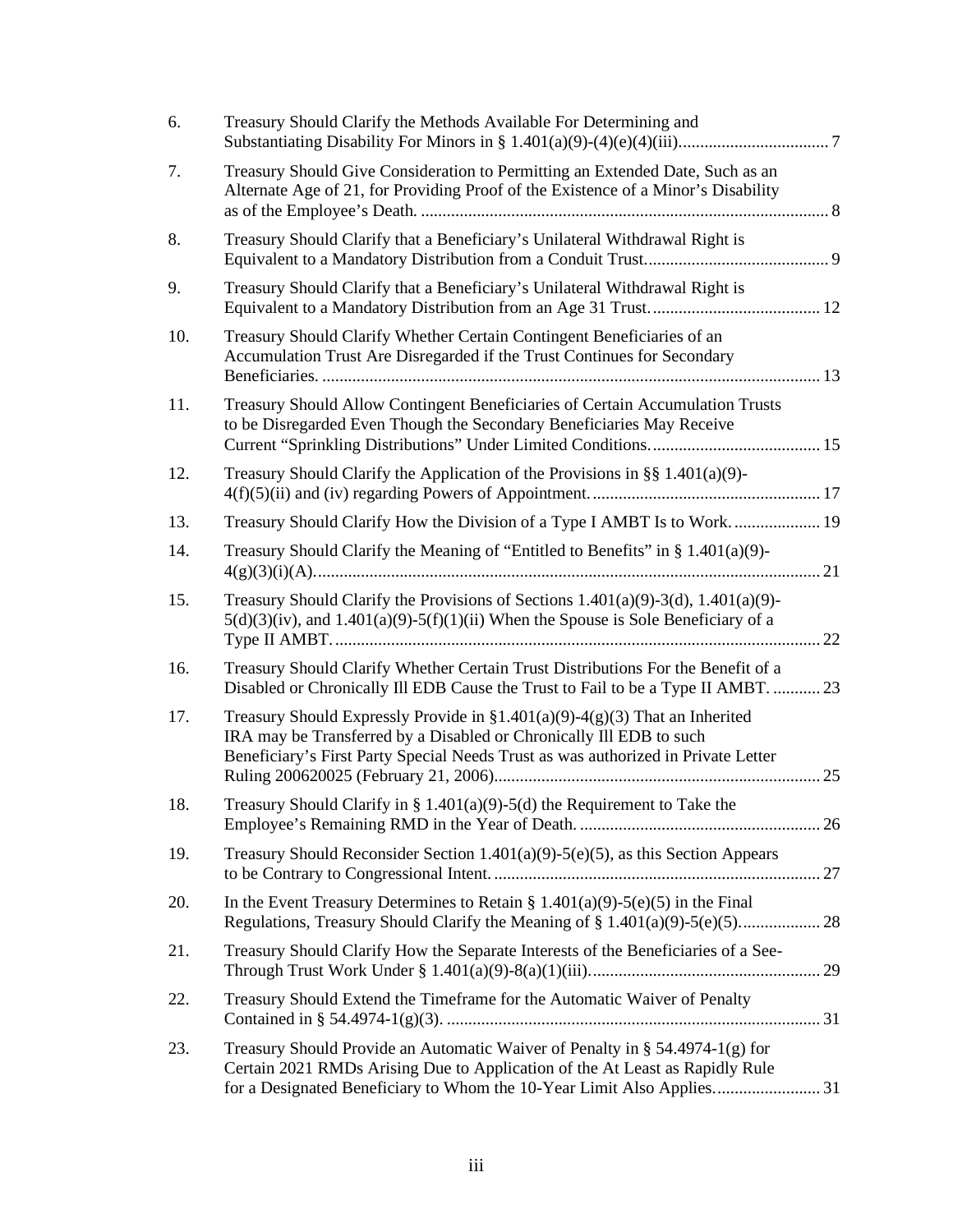6. Treasury Should Clarify the Methods Available For Determining and Substantiating Disability For Minors in § 1.401(a)(9)-(4)(e)(4)(iii). 7

7. Treasury Should Give Consideration to Permitting an Extended Date, Such as an Alternate Age of 21, for Providing Proof of the Existence of a Minor's Disability as of the Employee's Death. 8

8. Treasury Should Clarify that a Beneficiary's Unilateral Withdrawal Right is Equivalent to a Mandatory Distribution from a Conduit Trust. 9

9. Treasury Should Clarify that a Beneficiary's Unilateral Withdrawal Right is Equivalent to a Mandatory Distribution from an Age 31 Trust. 12

10. Treasury Should Clarify Whether Certain Contingent Beneficiaries of an Accumulation Trust Are Disregarded if the Trust Continues for Secondary Beneficiaries. 13

11. Treasury Should Allow Contingent Beneficiaries of Certain Accumulation Trusts to be Disregarded Even Though the Secondary Beneficiaries May Receive Current "Sprinkling Distributions" Under Limited Conditions. 15

12. Treasury Should Clarify the Application of the Provisions in §§ 1.401(a)(9)-4(f)(5)(ii) and (iv) regarding Powers of Appointment. 17

13. Treasury Should Clarify How the Division of a Type I AMBT Is to Work. 19

14. Treasury Should Clarify the Meaning of "Entitled to Benefits" in § 1.401(a)(9)-4(g)(3)(i)(A). 21

15. Treasury Should Clarify the Provisions of Sections 1.401(a)(9)-3(d), 1.401(a)(9)-5(d)(3)(iv), and 1.401(a)(9)-5(f)(1)(ii) When the Spouse is Sole Beneficiary of a Type II AMBT. 22

16. Treasury Should Clarify Whether Certain Trust Distributions For the Benefit of a Disabled or Chronically Ill EDB Cause the Trust to Fail to be a Type II AMBT. 23

17. Treasury Should Expressly Provide in §1.401(a)(9)-4(g)(3) That an Inherited IRA may be Transferred by a Disabled or Chronically Ill EDB to such Beneficiary's First Party Special Needs Trust as was authorized in Private Letter Ruling 200620025 (February 21, 2006). 25

18. Treasury Should Clarify in § 1.401(a)(9)-5(d) the Requirement to Take the Employee's Remaining RMD in the Year of Death. 26

19. Treasury Should Reconsider Section 1.401(a)(9)-5(e)(5), as this Section Appears to be Contrary to Congressional Intent. 27

20. In the Event Treasury Determines to Retain § 1.401(a)(9)-5(e)(5) in the Final Regulations, Treasury Should Clarify the Meaning of § 1.401(a)(9)-5(e)(5). 28

21. Treasury Should Clarify How the Separate Interests of the Beneficiaries of a See-Through Trust Work Under § 1.401(a)(9)-8(a)(1)(iii). 29

22. Treasury Should Extend the Timeframe for the Automatic Waiver of Penalty Contained in § 54.4974-1(g)(3). 31

23. Treasury Should Provide an Automatic Waiver of Penalty in § 54.4974-1(g) for Certain 2021 RMDs Arising Due to Application of the At Least as Rapidly Rule for a Designated Beneficiary to Whom the 10-Year Limit Also Applies. 31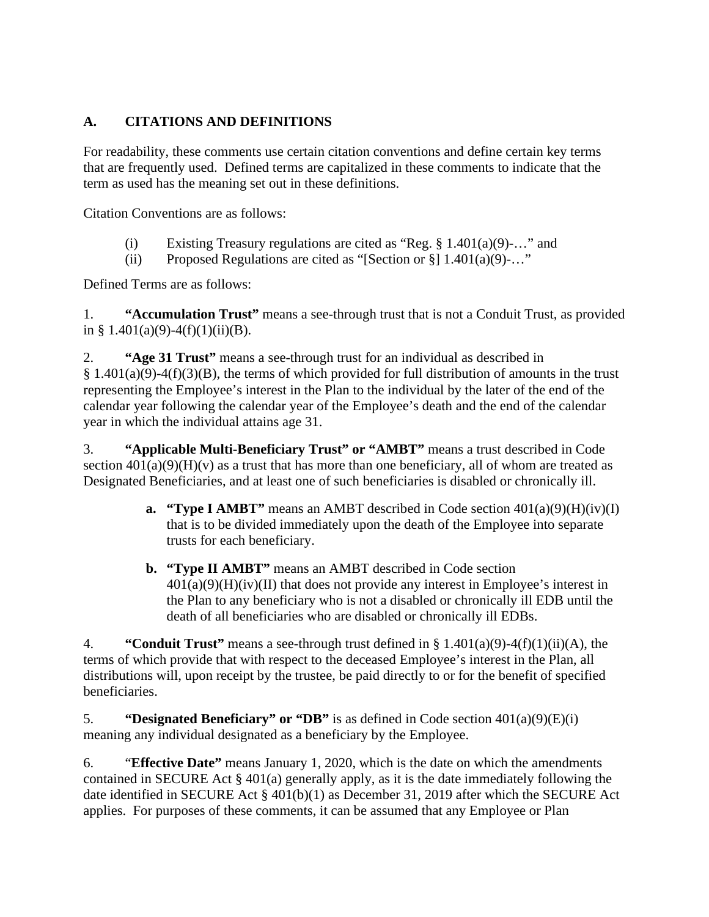## A. CITATIONS AND DEFINITIONS

For readability, these comments use certain citation conventions and define certain key terms that are frequently used. Defined terms are capitalized in these comments to indicate that the term as used has the meaning set out in these definitions.

Citation Conventions are as follows:

(i) Existing Treasury regulations are cited as "Reg. § 1.401(a)(9)-…" and
(ii) Proposed Regulations are cited as "[Section or §] 1.401(a)(9)-…"

Defined Terms are as follows:

1. **"Accumulation Trust"** means a see-through trust that is not a Conduit Trust, as provided in § 1.401(a)(9)-4(f)(1)(ii)(B).

2. **"Age 31 Trust"** means a see-through trust for an individual as described in § 1.401(a)(9)-4(f)(3)(B), the terms of which provided for full distribution of amounts in the trust representing the Employee's interest in the Plan to the individual by the later of the end of the calendar year following the calendar year of the Employee's death and the end of the calendar year in which the individual attains age 31.

3. **"Applicable Multi-Beneficiary Trust" or "AMBT"** means a trust described in Code section 401(a)(9)(H)(v) as a trust that has more than one beneficiary, all of whom are treated as Designated Beneficiaries, and at least one of such beneficiaries is disabled or chronically ill.

   **a. "Type I AMBT"** means an AMBT described in Code section 401(a)(9)(H)(iv)(I) that is to be divided immediately upon the death of the Employee into separate trusts for each beneficiary.

   **b. "Type II AMBT"** means an AMBT described in Code section 401(a)(9)(H)(iv)(II) that does not provide any interest in Employee's interest in the Plan to any beneficiary who is not a disabled or chronically ill EDB until the death of all beneficiaries who are disabled or chronically ill EDBs.

4. **"Conduit Trust"** means a see-through trust defined in § 1.401(a)(9)-4(f)(1)(ii)(A), the terms of which provide that with respect to the deceased Employee's interest in the Plan, all distributions will, upon receipt by the trustee, be paid directly to or for the benefit of specified beneficiaries.

5. **"Designated Beneficiary" or "DB"** is as defined in Code section 401(a)(9)(E)(i) meaning any individual designated as a beneficiary by the Employee.

6. "**Effective Date"** means January 1, 2020, which is the date on which the amendments contained in SECURE Act § 401(a) generally apply, as it is the date immediately following the date identified in SECURE Act § 401(b)(1) as December 31, 2019 after which the SECURE Act applies. For purposes of these comments, it can be assumed that any Employee or Plan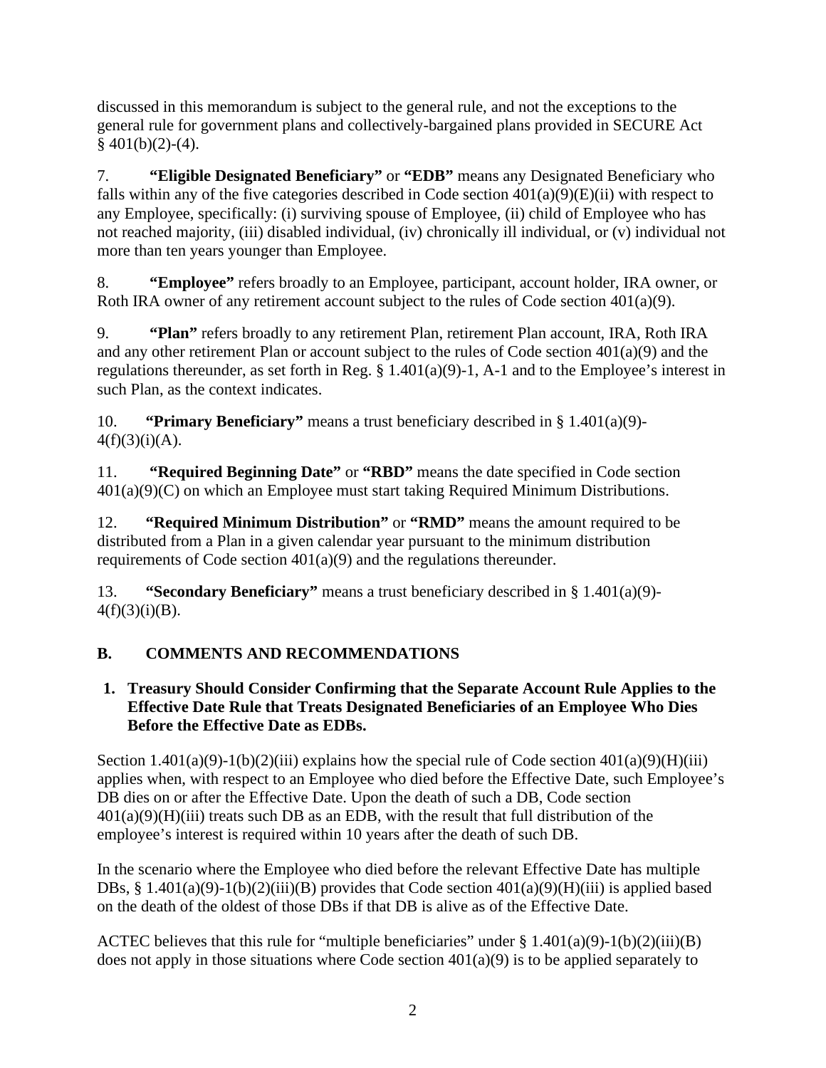discussed in this memorandum is subject to the general rule, and not the exceptions to the general rule for government plans and collectively-bargained plans provided in SECURE Act § 401(b)(2)-(4).

7. **"Eligible Designated Beneficiary"** or **"EDB"** means any Designated Beneficiary who falls within any of the five categories described in Code section 401(a)(9)(E)(ii) with respect to any Employee, specifically: (i) surviving spouse of Employee, (ii) child of Employee who has not reached majority, (iii) disabled individual, (iv) chronically ill individual, or (v) individual not more than ten years younger than Employee.

8. **"Employee"** refers broadly to an Employee, participant, account holder, IRA owner, or Roth IRA owner of any retirement account subject to the rules of Code section 401(a)(9).

9. **"Plan"** refers broadly to any retirement Plan, retirement Plan account, IRA, Roth IRA and any other retirement Plan or account subject to the rules of Code section 401(a)(9) and the regulations thereunder, as set forth in Reg. § 1.401(a)(9)-1, A-1 and to the Employee's interest in such Plan, as the context indicates.

10. **"Primary Beneficiary"** means a trust beneficiary described in § 1.401(a)(9)-4(f)(3)(i)(A).

11. **"Required Beginning Date"** or **"RBD"** means the date specified in Code section 401(a)(9)(C) on which an Employee must start taking Required Minimum Distributions.

12. **"Required Minimum Distribution"** or **"RMD"** means the amount required to be distributed from a Plan in a given calendar year pursuant to the minimum distribution requirements of Code section 401(a)(9) and the regulations thereunder.

13. **"Secondary Beneficiary"** means a trust beneficiary described in § 1.401(a)(9)-4(f)(3)(i)(B).

## B. COMMENTS AND RECOMMENDATIONS

### 1. Treasury Should Consider Confirming that the Separate Account Rule Applies to the Effective Date Rule that Treats Designated Beneficiaries of an Employee Who Dies Before the Effective Date as EDBs.

Section 1.401(a)(9)-1(b)(2)(iii) explains how the special rule of Code section 401(a)(9)(H)(iii) applies when, with respect to an Employee who died before the Effective Date, such Employee's DB dies on or after the Effective Date. Upon the death of such a DB, Code section 401(a)(9)(H)(iii) treats such DB as an EDB, with the result that full distribution of the employee's interest is required within 10 years after the death of such DB.

In the scenario where the Employee who died before the relevant Effective Date has multiple DBs, § 1.401(a)(9)-1(b)(2)(iii)(B) provides that Code section 401(a)(9)(H)(iii) is applied based on the death of the oldest of those DBs if that DB is alive as of the Effective Date.

ACTEC believes that this rule for "multiple beneficiaries" under § 1.401(a)(9)-1(b)(2)(iii)(B) does not apply in those situations where Code section 401(a)(9) is to be applied separately to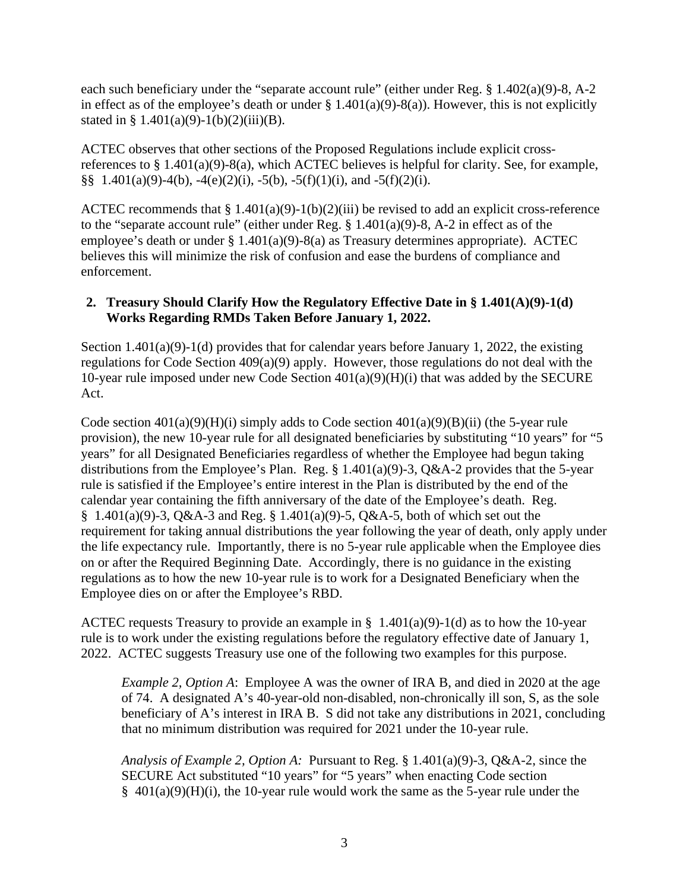each such beneficiary under the "separate account rule" (either under Reg. § 1.402(a)(9)-8, A-2 in effect as of the employee's death or under § 1.401(a)(9)-8(a)). However, this is not explicitly stated in § 1.401(a)(9)-1(b)(2)(iii)(B).

ACTEC observes that other sections of the Proposed Regulations include explicit cross-references to § 1.401(a)(9)-8(a), which ACTEC believes is helpful for clarity. See, for example, §§ 1.401(a)(9)-4(b), -4(e)(2)(i), -5(b), -5(f)(1)(i), and -5(f)(2)(i).

ACTEC recommends that § 1.401(a)(9)-1(b)(2)(iii) be revised to add an explicit cross-reference to the "separate account rule" (either under Reg. § 1.401(a)(9)-8, A-2 in effect as of the employee's death or under § 1.401(a)(9)-8(a) as Treasury determines appropriate). ACTEC believes this will minimize the risk of confusion and ease the burdens of compliance and enforcement.

**2. Treasury Should Clarify How the Regulatory Effective Date in § 1.401(A)(9)-1(d) Works Regarding RMDs Taken Before January 1, 2022.**

Section 1.401(a)(9)-1(d) provides that for calendar years before January 1, 2022, the existing regulations for Code Section 409(a)(9) apply. However, those regulations do not deal with the 10-year rule imposed under new Code Section 401(a)(9)(H)(i) that was added by the SECURE Act.

Code section 401(a)(9)(H)(i) simply adds to Code section 401(a)(9)(B)(ii) (the 5-year rule provision), the new 10-year rule for all designated beneficiaries by substituting "10 years" for "5 years" for all Designated Beneficiaries regardless of whether the Employee had begun taking distributions from the Employee's Plan. Reg. § 1.401(a)(9)-3, Q&A-2 provides that the 5-year rule is satisfied if the Employee's entire interest in the Plan is distributed by the end of the calendar year containing the fifth anniversary of the date of the Employee's death. Reg. § 1.401(a)(9)-3, Q&A-3 and Reg. § 1.401(a)(9)-5, Q&A-5, both of which set out the requirement for taking annual distributions the year following the year of death, only apply under the life expectancy rule. Importantly, there is no 5-year rule applicable when the Employee dies on or after the Required Beginning Date. Accordingly, there is no guidance in the existing regulations as to how the new 10-year rule is to work for a Designated Beneficiary when the Employee dies on or after the Employee's RBD.

ACTEC requests Treasury to provide an example in § 1.401(a)(9)-1(d) as to how the 10-year rule is to work under the existing regulations before the regulatory effective date of January 1, 2022. ACTEC suggests Treasury use one of the following two examples for this purpose.

> *Example 2, Option A*: Employee A was the owner of IRA B, and died in 2020 at the age of 74. A designated A's 40-year-old non-disabled, non-chronically ill son, S, as the sole beneficiary of A's interest in IRA B. S did not take any distributions in 2021, concluding that no minimum distribution was required for 2021 under the 10-year rule.
>
> *Analysis of Example 2, Option A:* Pursuant to Reg. § 1.401(a)(9)-3, Q&A-2, since the SECURE Act substituted "10 years" for "5 years" when enacting Code section § 401(a)(9)(H)(i), the 10-year rule would work the same as the 5-year rule under the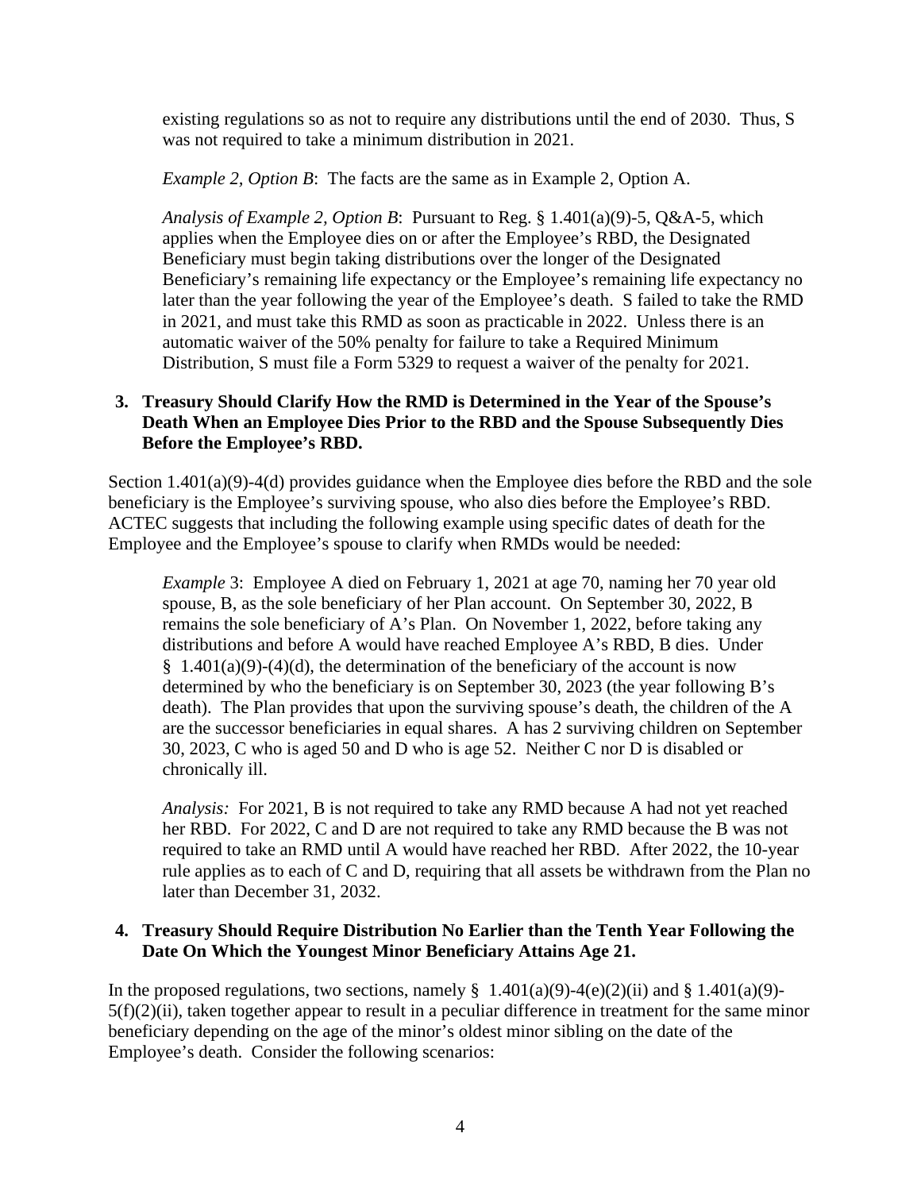existing regulations so as not to require any distributions until the end of 2030. Thus, S was not required to take a minimum distribution in 2021.

*Example 2, Option B*: The facts are the same as in Example 2, Option A.

*Analysis of Example 2, Option B*: Pursuant to Reg. § 1.401(a)(9)-5, Q&A-5, which applies when the Employee dies on or after the Employee's RBD, the Designated Beneficiary must begin taking distributions over the longer of the Designated Beneficiary's remaining life expectancy or the Employee's remaining life expectancy no later than the year following the year of the Employee's death. S failed to take the RMD in 2021, and must take this RMD as soon as practicable in 2022. Unless there is an automatic waiver of the 50% penalty for failure to take a Required Minimum Distribution, S must file a Form 5329 to request a waiver of the penalty for 2021.

**3. Treasury Should Clarify How the RMD is Determined in the Year of the Spouse's Death When an Employee Dies Prior to the RBD and the Spouse Subsequently Dies Before the Employee's RBD.**

Section 1.401(a)(9)-4(d) provides guidance when the Employee dies before the RBD and the sole beneficiary is the Employee's surviving spouse, who also dies before the Employee's RBD. ACTEC suggests that including the following example using specific dates of death for the Employee and the Employee's spouse to clarify when RMDs would be needed:

*Example* 3: Employee A died on February 1, 2021 at age 70, naming her 70 year old spouse, B, as the sole beneficiary of her Plan account. On September 30, 2022, B remains the sole beneficiary of A's Plan. On November 1, 2022, before taking any distributions and before A would have reached Employee A's RBD, B dies. Under § 1.401(a)(9)-(4)(d), the determination of the beneficiary of the account is now determined by who the beneficiary is on September 30, 2023 (the year following B's death). The Plan provides that upon the surviving spouse's death, the children of the A are the successor beneficiaries in equal shares. A has 2 surviving children on September 30, 2023, C who is aged 50 and D who is age 52. Neither C nor D is disabled or chronically ill.

*Analysis:* For 2021, B is not required to take any RMD because A had not yet reached her RBD. For 2022, C and D are not required to take any RMD because the B was not required to take an RMD until A would have reached her RBD. After 2022, the 10-year rule applies as to each of C and D, requiring that all assets be withdrawn from the Plan no later than December 31, 2032.

**4. Treasury Should Require Distribution No Earlier than the Tenth Year Following the Date On Which the Youngest Minor Beneficiary Attains Age 21.**

In the proposed regulations, two sections, namely § 1.401(a)(9)-4(e)(2)(ii) and § 1.401(a)(9)-5(f)(2)(ii), taken together appear to result in a peculiar difference in treatment for the same minor beneficiary depending on the age of the minor's oldest minor sibling on the date of the Employee's death. Consider the following scenarios: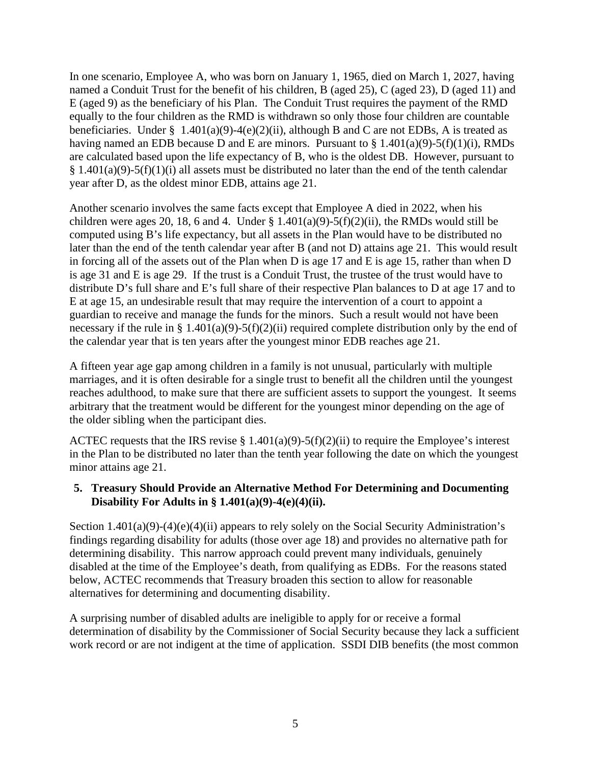In one scenario, Employee A, who was born on January 1, 1965, died on March 1, 2027, having named a Conduit Trust for the benefit of his children, B (aged 25), C (aged 23), D (aged 11) and E (aged 9) as the beneficiary of his Plan. The Conduit Trust requires the payment of the RMD equally to the four children as the RMD is withdrawn so only those four children are countable beneficiaries. Under § 1.401(a)(9)-4(e)(2)(ii), although B and C are not EDBs, A is treated as having named an EDB because D and E are minors. Pursuant to § 1.401(a)(9)-5(f)(1)(i), RMDs are calculated based upon the life expectancy of B, who is the oldest DB. However, pursuant to § 1.401(a)(9)-5(f)(1)(i) all assets must be distributed no later than the end of the tenth calendar year after D, as the oldest minor EDB, attains age 21.

Another scenario involves the same facts except that Employee A died in 2022, when his children were ages 20, 18, 6 and 4. Under § 1.401(a)(9)-5(f)(2)(ii), the RMDs would still be computed using B's life expectancy, but all assets in the Plan would have to be distributed no later than the end of the tenth calendar year after B (and not D) attains age 21. This would result in forcing all of the assets out of the Plan when D is age 17 and E is age 15, rather than when D is age 31 and E is age 29. If the trust is a Conduit Trust, the trustee of the trust would have to distribute D's full share and E's full share of their respective Plan balances to D at age 17 and to E at age 15, an undesirable result that may require the intervention of a court to appoint a guardian to receive and manage the funds for the minors. Such a result would not have been necessary if the rule in § 1.401(a)(9)-5(f)(2)(ii) required complete distribution only by the end of the calendar year that is ten years after the youngest minor EDB reaches age 21.

A fifteen year age gap among children in a family is not unusual, particularly with multiple marriages, and it is often desirable for a single trust to benefit all the children until the youngest reaches adulthood, to make sure that there are sufficient assets to support the youngest. It seems arbitrary that the treatment would be different for the youngest minor depending on the age of the older sibling when the participant dies.

ACTEC requests that the IRS revise § 1.401(a)(9)-5(f)(2)(ii) to require the Employee's interest in the Plan to be distributed no later than the tenth year following the date on which the youngest minor attains age 21.

## 5. Treasury Should Provide an Alternative Method For Determining and Documenting Disability For Adults in § 1.401(a)(9)-4(e)(4)(ii).

Section 1.401(a)(9)-(4)(e)(4)(ii) appears to rely solely on the Social Security Administration's findings regarding disability for adults (those over age 18) and provides no alternative path for determining disability. This narrow approach could prevent many individuals, genuinely disabled at the time of the Employee's death, from qualifying as EDBs. For the reasons stated below, ACTEC recommends that Treasury broaden this section to allow for reasonable alternatives for determining and documenting disability.

A surprising number of disabled adults are ineligible to apply for or receive a formal determination of disability by the Commissioner of Social Security because they lack a sufficient work record or are not indigent at the time of application. SSDI DIB benefits (the most common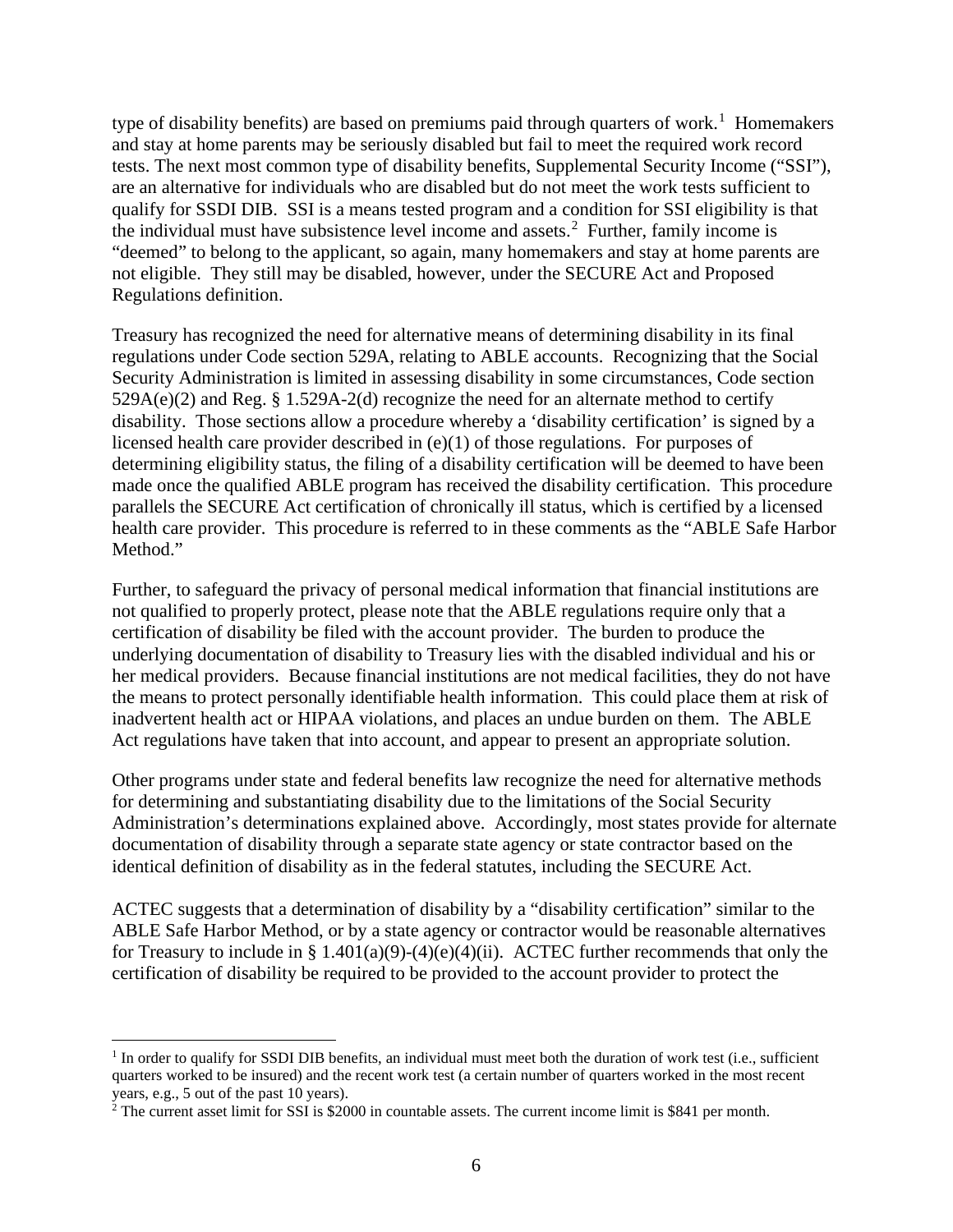type of disability benefits) are based on premiums paid through quarters of work.[1] Homemakers and stay at home parents may be seriously disabled but fail to meet the required work record tests. The next most common type of disability benefits, Supplemental Security Income ("SSI"), are an alternative for individuals who are disabled but do not meet the work tests sufficient to qualify for SSDI DIB. SSI is a means tested program and a condition for SSI eligibility is that the individual must have subsistence level income and assets.[2] Further, family income is "deemed" to belong to the applicant, so again, many homemakers and stay at home parents are not eligible. They still may be disabled, however, under the SECURE Act and Proposed Regulations definition.

Treasury has recognized the need for alternative means of determining disability in its final regulations under Code section 529A, relating to ABLE accounts. Recognizing that the Social Security Administration is limited in assessing disability in some circumstances, Code section 529A(e)(2) and Reg. § 1.529A-2(d) recognize the need for an alternate method to certify disability. Those sections allow a procedure whereby a 'disability certification' is signed by a licensed health care provider described in (e)(1) of those regulations. For purposes of determining eligibility status, the filing of a disability certification will be deemed to have been made once the qualified ABLE program has received the disability certification. This procedure parallels the SECURE Act certification of chronically ill status, which is certified by a licensed health care provider. This procedure is referred to in these comments as the "ABLE Safe Harbor Method."

Further, to safeguard the privacy of personal medical information that financial institutions are not qualified to properly protect, please note that the ABLE regulations require only that a certification of disability be filed with the account provider. The burden to produce the underlying documentation of disability to Treasury lies with the disabled individual and his or her medical providers. Because financial institutions are not medical facilities, they do not have the means to protect personally identifiable health information. This could place them at risk of inadvertent health act or HIPAA violations, and places an undue burden on them. The ABLE Act regulations have taken that into account, and appear to present an appropriate solution.

Other programs under state and federal benefits law recognize the need for alternative methods for determining and substantiating disability due to the limitations of the Social Security Administration's determinations explained above. Accordingly, most states provide for alternate documentation of disability through a separate state agency or state contractor based on the identical definition of disability as in the federal statutes, including the SECURE Act.

ACTEC suggests that a determination of disability by a "disability certification" similar to the ABLE Safe Harbor Method, or by a state agency or contractor would be reasonable alternatives for Treasury to include in § 1.401(a)(9)-(4)(e)(4)(ii). ACTEC further recommends that only the certification of disability be required to be provided to the account provider to protect the

---

[1] In order to qualify for SSDI DIB benefits, an individual must meet both the duration of work test (i.e., sufficient quarters worked to be insured) and the recent work test (a certain number of quarters worked in the most recent years, e.g., 5 out of the past 10 years).

[2] The current asset limit for SSI is $2000 in countable assets. The current income limit is $841 per month.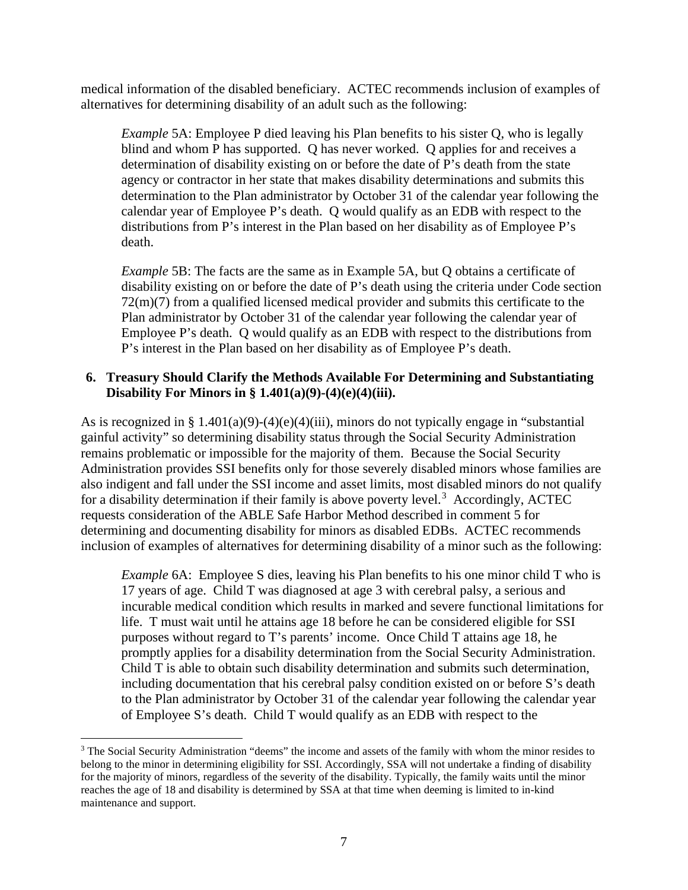medical information of the disabled beneficiary. ACTEC recommends inclusion of examples of alternatives for determining disability of an adult such as the following:

> *Example* 5A: Employee P died leaving his Plan benefits to his sister Q, who is legally blind and whom P has supported. Q has never worked. Q applies for and receives a determination of disability existing on or before the date of P's death from the state agency or contractor in her state that makes disability determinations and submits this determination to the Plan administrator by October 31 of the calendar year following the calendar year of Employee P's death. Q would qualify as an EDB with respect to the distributions from P's interest in the Plan based on her disability as of Employee P's death.
>
> *Example* 5B: The facts are the same as in Example 5A, but Q obtains a certificate of disability existing on or before the date of P's death using the criteria under Code section 72(m)(7) from a qualified licensed medical provider and submits this certificate to the Plan administrator by October 31 of the calendar year following the calendar year of Employee P's death. Q would qualify as an EDB with respect to the distributions from P's interest in the Plan based on her disability as of Employee P's death.

### 6. Treasury Should Clarify the Methods Available For Determining and Substantiating Disability For Minors in § 1.401(a)(9)-(4)(e)(4)(iii).

As is recognized in § 1.401(a)(9)-(4)(e)(4)(iii), minors do not typically engage in "substantial gainful activity" so determining disability status through the Social Security Administration remains problematic or impossible for the majority of them. Because the Social Security Administration provides SSI benefits only for those severely disabled minors whose families are also indigent and fall under the SSI income and asset limits, most disabled minors do not qualify for a disability determination if their family is above poverty level.[3] Accordingly, ACTEC requests consideration of the ABLE Safe Harbor Method described in comment 5 for determining and documenting disability for minors as disabled EDBs. ACTEC recommends inclusion of examples of alternatives for determining disability of a minor such as the following:

> *Example* 6A: Employee S dies, leaving his Plan benefits to his one minor child T who is 17 years of age. Child T was diagnosed at age 3 with cerebral palsy, a serious and incurable medical condition which results in marked and severe functional limitations for life. T must wait until he attains age 18 before he can be considered eligible for SSI purposes without regard to T's parents' income. Once Child T attains age 18, he promptly applies for a disability determination from the Social Security Administration. Child T is able to obtain such disability determination and submits such determination, including documentation that his cerebral palsy condition existed on or before S's death to the Plan administrator by October 31 of the calendar year following the calendar year of Employee S's death. Child T would qualify as an EDB with respect to the

---

[3] The Social Security Administration "deems" the income and assets of the family with whom the minor resides to belong to the minor in determining eligibility for SSI. Accordingly, SSA will not undertake a finding of disability for the majority of minors, regardless of the severity of the disability. Typically, the family waits until the minor reaches the age of 18 and disability is determined by SSA at that time when deeming is limited to in-kind maintenance and support.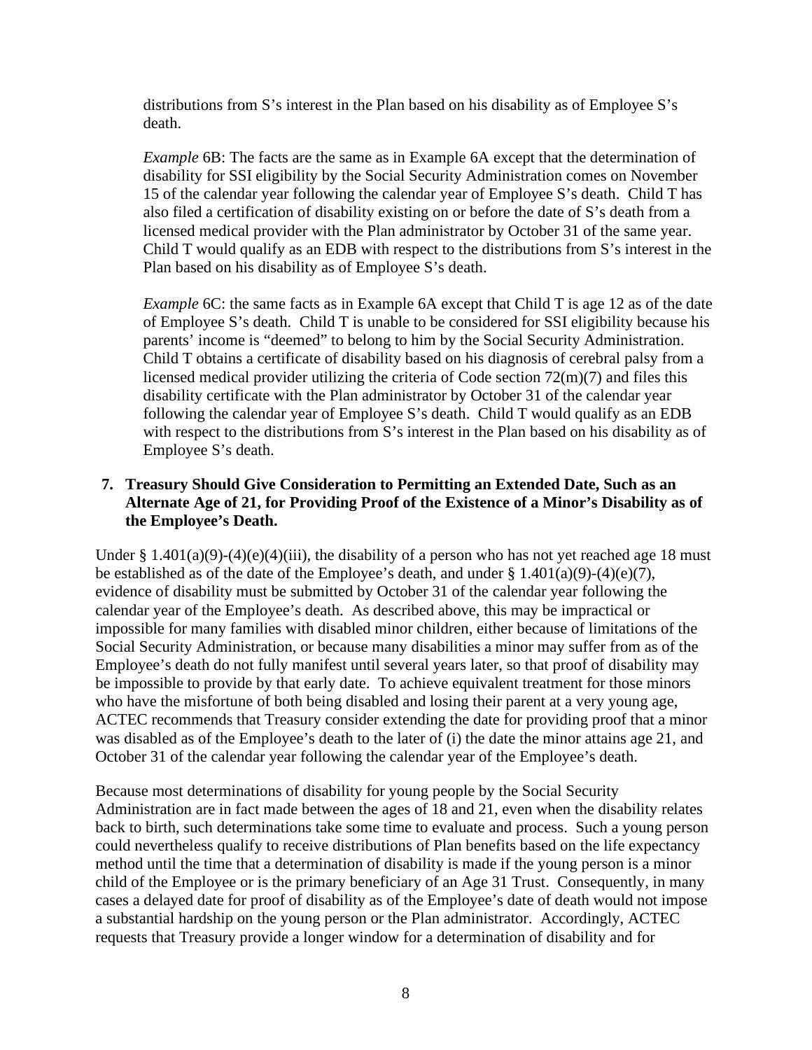distributions from S's interest in the Plan based on his disability as of Employee S's death.

*Example* 6B: The facts are the same as in Example 6A except that the determination of disability for SSI eligibility by the Social Security Administration comes on November 15 of the calendar year following the calendar year of Employee S's death. Child T has also filed a certification of disability existing on or before the date of S's death from a licensed medical provider with the Plan administrator by October 31 of the same year. Child T would qualify as an EDB with respect to the distributions from S's interest in the Plan based on his disability as of Employee S's death.

*Example* 6C: the same facts as in Example 6A except that Child T is age 12 as of the date of Employee S's death. Child T is unable to be considered for SSI eligibility because his parents' income is "deemed" to belong to him by the Social Security Administration. Child T obtains a certificate of disability based on his diagnosis of cerebral palsy from a licensed medical provider utilizing the criteria of Code section 72(m)(7) and files this disability certificate with the Plan administrator by October 31 of the calendar year following the calendar year of Employee S's death. Child T would qualify as an EDB with respect to the distributions from S's interest in the Plan based on his disability as of Employee S's death.

### 7. Treasury Should Give Consideration to Permitting an Extended Date, Such as an Alternate Age of 21, for Providing Proof of the Existence of a Minor's Disability as of the Employee's Death.

Under § 1.401(a)(9)-(4)(e)(4)(iii), the disability of a person who has not yet reached age 18 must be established as of the date of the Employee's death, and under § 1.401(a)(9)-(4)(e)(7), evidence of disability must be submitted by October 31 of the calendar year following the calendar year of the Employee's death. As described above, this may be impractical or impossible for many families with disabled minor children, either because of limitations of the Social Security Administration, or because many disabilities a minor may suffer from as of the Employee's death do not fully manifest until several years later, so that proof of disability may be impossible to provide by that early date. To achieve equivalent treatment for those minors who have the misfortune of both being disabled and losing their parent at a very young age, ACTEC recommends that Treasury consider extending the date for providing proof that a minor was disabled as of the Employee's death to the later of (i) the date the minor attains age 21, and October 31 of the calendar year following the calendar year of the Employee's death.

Because most determinations of disability for young people by the Social Security Administration are in fact made between the ages of 18 and 21, even when the disability relates back to birth, such determinations take some time to evaluate and process. Such a young person could nevertheless qualify to receive distributions of Plan benefits based on the life expectancy method until the time that a determination of disability is made if the young person is a minor child of the Employee or is the primary beneficiary of an Age 31 Trust. Consequently, in many cases a delayed date for proof of disability as of the Employee's date of death would not impose a substantial hardship on the young person or the Plan administrator. Accordingly, ACTEC requests that Treasury provide a longer window for a determination of disability and for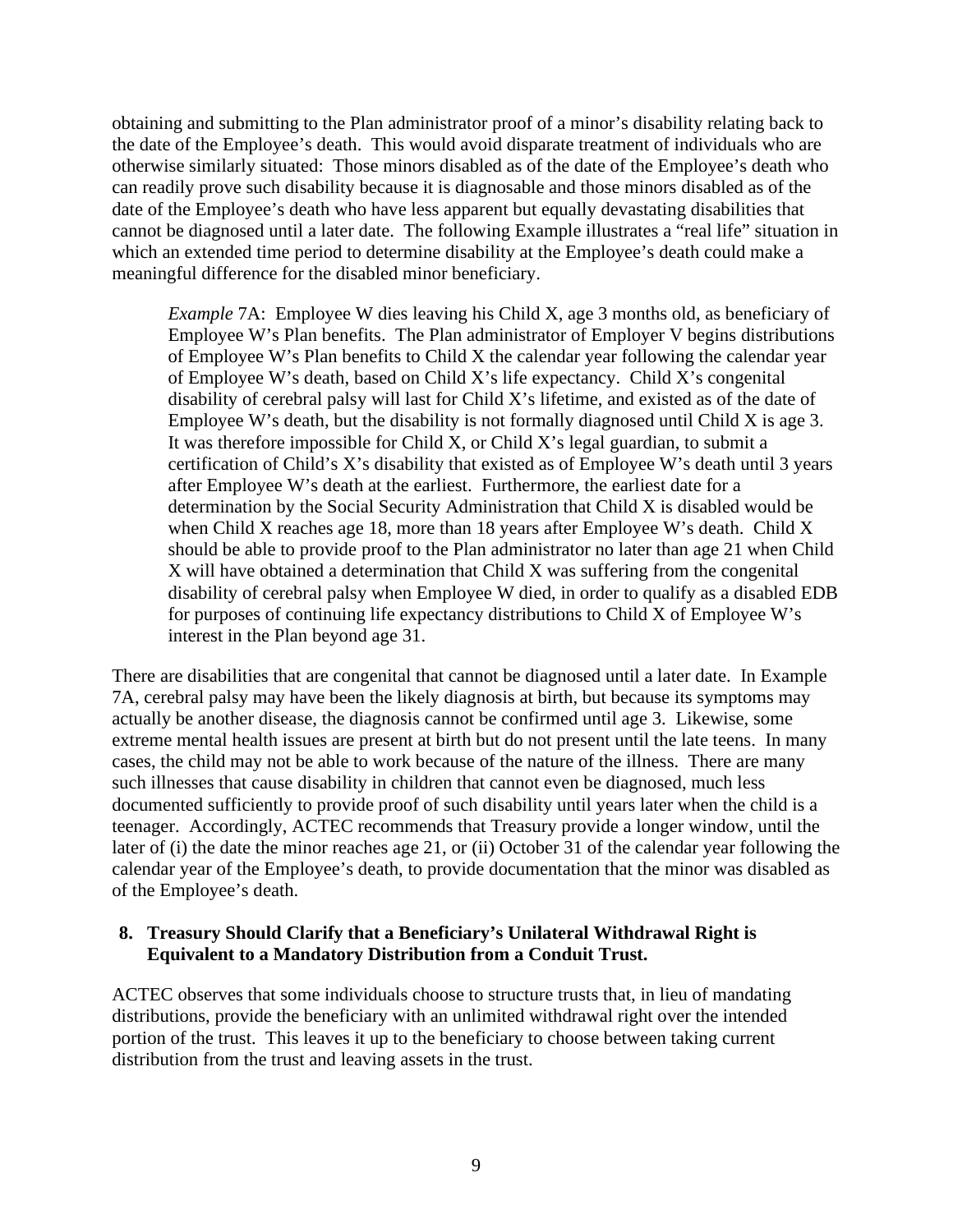obtaining and submitting to the Plan administrator proof of a minor's disability relating back to the date of the Employee's death. This would avoid disparate treatment of individuals who are otherwise similarly situated: Those minors disabled as of the date of the Employee's death who can readily prove such disability because it is diagnosable and those minors disabled as of the date of the Employee's death who have less apparent but equally devastating disabilities that cannot be diagnosed until a later date. The following Example illustrates a "real life" situation in which an extended time period to determine disability at the Employee's death could make a meaningful difference for the disabled minor beneficiary.

> *Example* 7A: Employee W dies leaving his Child X, age 3 months old, as beneficiary of Employee W's Plan benefits. The Plan administrator of Employer V begins distributions of Employee W's Plan benefits to Child X the calendar year following the calendar year of Employee W's death, based on Child X's life expectancy. Child X's congenital disability of cerebral palsy will last for Child X's lifetime, and existed as of the date of Employee W's death, but the disability is not formally diagnosed until Child X is age 3. It was therefore impossible for Child X, or Child X's legal guardian, to submit a certification of Child's X's disability that existed as of Employee W's death until 3 years after Employee W's death at the earliest. Furthermore, the earliest date for a determination by the Social Security Administration that Child X is disabled would be when Child X reaches age 18, more than 18 years after Employee W's death. Child X should be able to provide proof to the Plan administrator no later than age 21 when Child X will have obtained a determination that Child X was suffering from the congenital disability of cerebral palsy when Employee W died, in order to qualify as a disabled EDB for purposes of continuing life expectancy distributions to Child X of Employee W's interest in the Plan beyond age 31.

There are disabilities that are congenital that cannot be diagnosed until a later date. In Example 7A, cerebral palsy may have been the likely diagnosis at birth, but because its symptoms may actually be another disease, the diagnosis cannot be confirmed until age 3. Likewise, some extreme mental health issues are present at birth but do not present until the late teens. In many cases, the child may not be able to work because of the nature of the illness. There are many such illnesses that cause disability in children that cannot even be diagnosed, much less documented sufficiently to provide proof of such disability until years later when the child is a teenager. Accordingly, ACTEC recommends that Treasury provide a longer window, until the later of (i) the date the minor reaches age 21, or (ii) October 31 of the calendar year following the calendar year of the Employee's death, to provide documentation that the minor was disabled as of the Employee's death.

### 8. Treasury Should Clarify that a Beneficiary's Unilateral Withdrawal Right is Equivalent to a Mandatory Distribution from a Conduit Trust.

ACTEC observes that some individuals choose to structure trusts that, in lieu of mandating distributions, provide the beneficiary with an unlimited withdrawal right over the intended portion of the trust. This leaves it up to the beneficiary to choose between taking current distribution from the trust and leaving assets in the trust.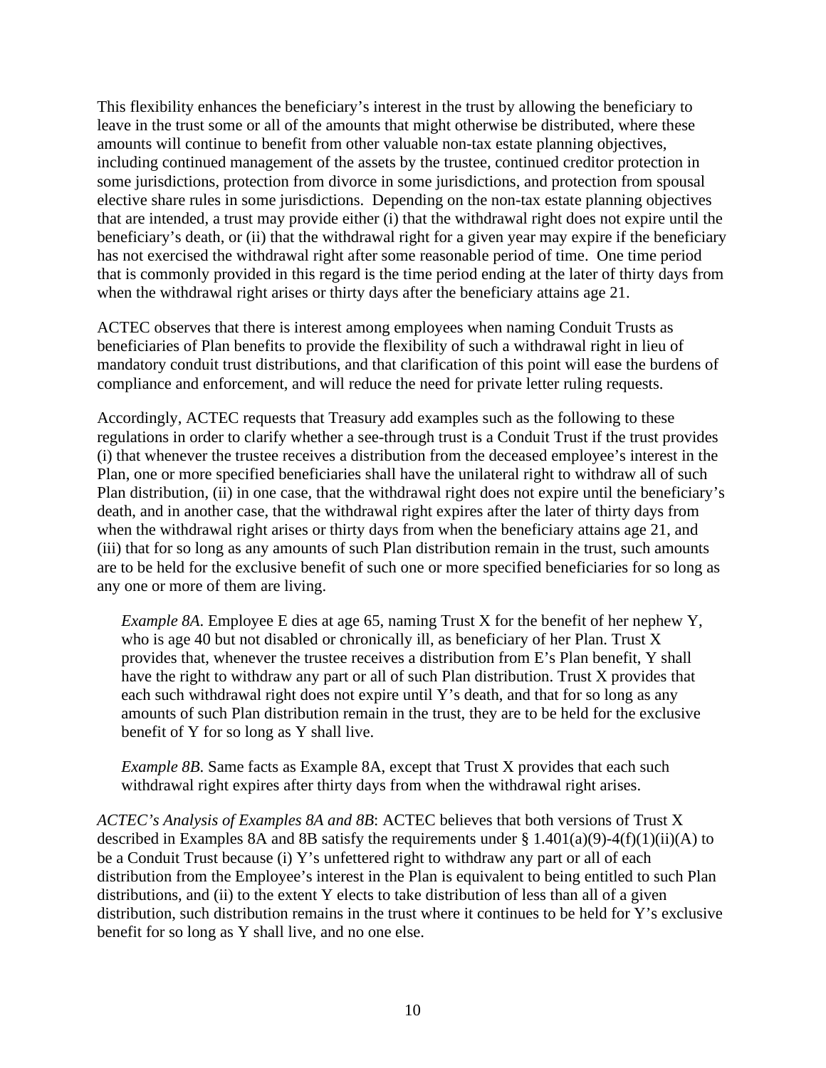This flexibility enhances the beneficiary's interest in the trust by allowing the beneficiary to leave in the trust some or all of the amounts that might otherwise be distributed, where these amounts will continue to benefit from other valuable non-tax estate planning objectives, including continued management of the assets by the trustee, continued creditor protection in some jurisdictions, protection from divorce in some jurisdictions, and protection from spousal elective share rules in some jurisdictions. Depending on the non-tax estate planning objectives that are intended, a trust may provide either (i) that the withdrawal right does not expire until the beneficiary's death, or (ii) that the withdrawal right for a given year may expire if the beneficiary has not exercised the withdrawal right after some reasonable period of time. One time period that is commonly provided in this regard is the time period ending at the later of thirty days from when the withdrawal right arises or thirty days after the beneficiary attains age 21.

ACTEC observes that there is interest among employees when naming Conduit Trusts as beneficiaries of Plan benefits to provide the flexibility of such a withdrawal right in lieu of mandatory conduit trust distributions, and that clarification of this point will ease the burdens of compliance and enforcement, and will reduce the need for private letter ruling requests.

Accordingly, ACTEC requests that Treasury add examples such as the following to these regulations in order to clarify whether a see-through trust is a Conduit Trust if the trust provides (i) that whenever the trustee receives a distribution from the deceased employee's interest in the Plan, one or more specified beneficiaries shall have the unilateral right to withdraw all of such Plan distribution, (ii) in one case, that the withdrawal right does not expire until the beneficiary's death, and in another case, that the withdrawal right expires after the later of thirty days from when the withdrawal right arises or thirty days from when the beneficiary attains age 21, and (iii) that for so long as any amounts of such Plan distribution remain in the trust, such amounts are to be held for the exclusive benefit of such one or more specified beneficiaries for so long as any one or more of them are living.

> *Example 8A.* Employee E dies at age 65, naming Trust X for the benefit of her nephew Y, who is age 40 but not disabled or chronically ill, as beneficiary of her Plan. Trust X provides that, whenever the trustee receives a distribution from E's Plan benefit, Y shall have the right to withdraw any part or all of such Plan distribution. Trust X provides that each such withdrawal right does not expire until Y's death, and that for so long as any amounts of such Plan distribution remain in the trust, they are to be held for the exclusive benefit of Y for so long as Y shall live.
>
> *Example 8B.* Same facts as Example 8A, except that Trust X provides that each such withdrawal right expires after thirty days from when the withdrawal right arises.

*ACTEC's Analysis of Examples 8A and 8B*: ACTEC believes that both versions of Trust X described in Examples 8A and 8B satisfy the requirements under § 1.401(a)(9)-4(f)(1)(ii)(A) to be a Conduit Trust because (i) Y's unfettered right to withdraw any part or all of each distribution from the Employee's interest in the Plan is equivalent to being entitled to such Plan distributions, and (ii) to the extent Y elects to take distribution of less than all of a given distribution, such distribution remains in the trust where it continues to be held for Y's exclusive benefit for so long as Y shall live, and no one else.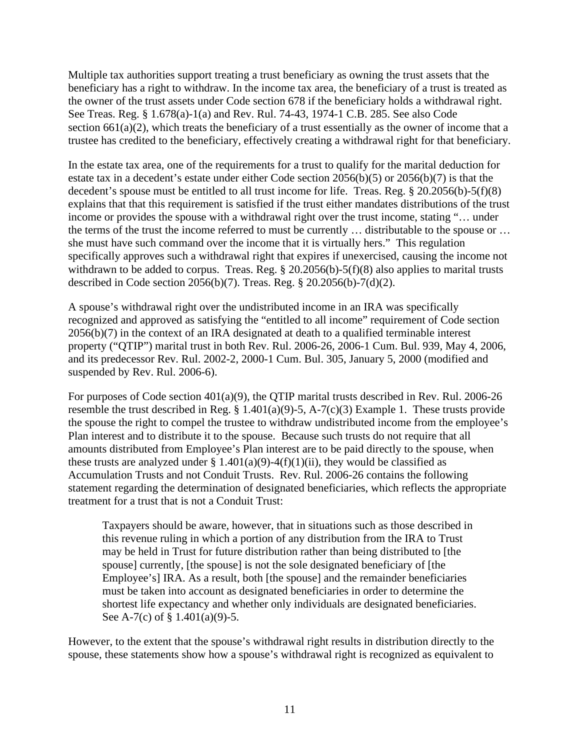Multiple tax authorities support treating a trust beneficiary as owning the trust assets that the beneficiary has a right to withdraw. In the income tax area, the beneficiary of a trust is treated as the owner of the trust assets under Code section 678 if the beneficiary holds a withdrawal right. See Treas. Reg. § 1.678(a)-1(a) and Rev. Rul. 74-43, 1974-1 C.B. 285. See also Code section 661(a)(2), which treats the beneficiary of a trust essentially as the owner of income that a trustee has credited to the beneficiary, effectively creating a withdrawal right for that beneficiary.

In the estate tax area, one of the requirements for a trust to qualify for the marital deduction for estate tax in a decedent's estate under either Code section 2056(b)(5) or 2056(b)(7) is that the decedent's spouse must be entitled to all trust income for life. Treas. Reg. § 20.2056(b)-5(f)(8) explains that that this requirement is satisfied if the trust either mandates distributions of the trust income or provides the spouse with a withdrawal right over the trust income, stating "… under the terms of the trust the income referred to must be currently … distributable to the spouse or … she must have such command over the income that it is virtually hers." This regulation specifically approves such a withdrawal right that expires if unexercised, causing the income not withdrawn to be added to corpus. Treas. Reg. § 20.2056(b)-5(f)(8) also applies to marital trusts described in Code section 2056(b)(7). Treas. Reg. § 20.2056(b)-7(d)(2).

A spouse's withdrawal right over the undistributed income in an IRA was specifically recognized and approved as satisfying the "entitled to all income" requirement of Code section 2056(b)(7) in the context of an IRA designated at death to a qualified terminable interest property ("QTIP") marital trust in both Rev. Rul. 2006-26, 2006-1 Cum. Bul. 939, May 4, 2006, and its predecessor Rev. Rul. 2002-2, 2000-1 Cum. Bul. 305, January 5, 2000 (modified and suspended by Rev. Rul. 2006-6).

For purposes of Code section 401(a)(9), the QTIP marital trusts described in Rev. Rul. 2006-26 resemble the trust described in Reg. § 1.401(a)(9)-5, A-7(c)(3) Example 1. These trusts provide the spouse the right to compel the trustee to withdraw undistributed income from the employee's Plan interest and to distribute it to the spouse. Because such trusts do not require that all amounts distributed from Employee's Plan interest are to be paid directly to the spouse, when these trusts are analyzed under § 1.401(a)(9)-4(f)(1)(ii), they would be classified as Accumulation Trusts and not Conduit Trusts. Rev. Rul. 2006-26 contains the following statement regarding the determination of designated beneficiaries, which reflects the appropriate treatment for a trust that is not a Conduit Trust:

> Taxpayers should be aware, however, that in situations such as those described in this revenue ruling in which a portion of any distribution from the IRA to Trust may be held in Trust for future distribution rather than being distributed to [the spouse] currently, [the spouse] is not the sole designated beneficiary of [the Employee's] IRA. As a result, both [the spouse] and the remainder beneficiaries must be taken into account as designated beneficiaries in order to determine the shortest life expectancy and whether only individuals are designated beneficiaries. See A-7(c) of § 1.401(a)(9)-5.

However, to the extent that the spouse's withdrawal right results in distribution directly to the spouse, these statements show how a spouse's withdrawal right is recognized as equivalent to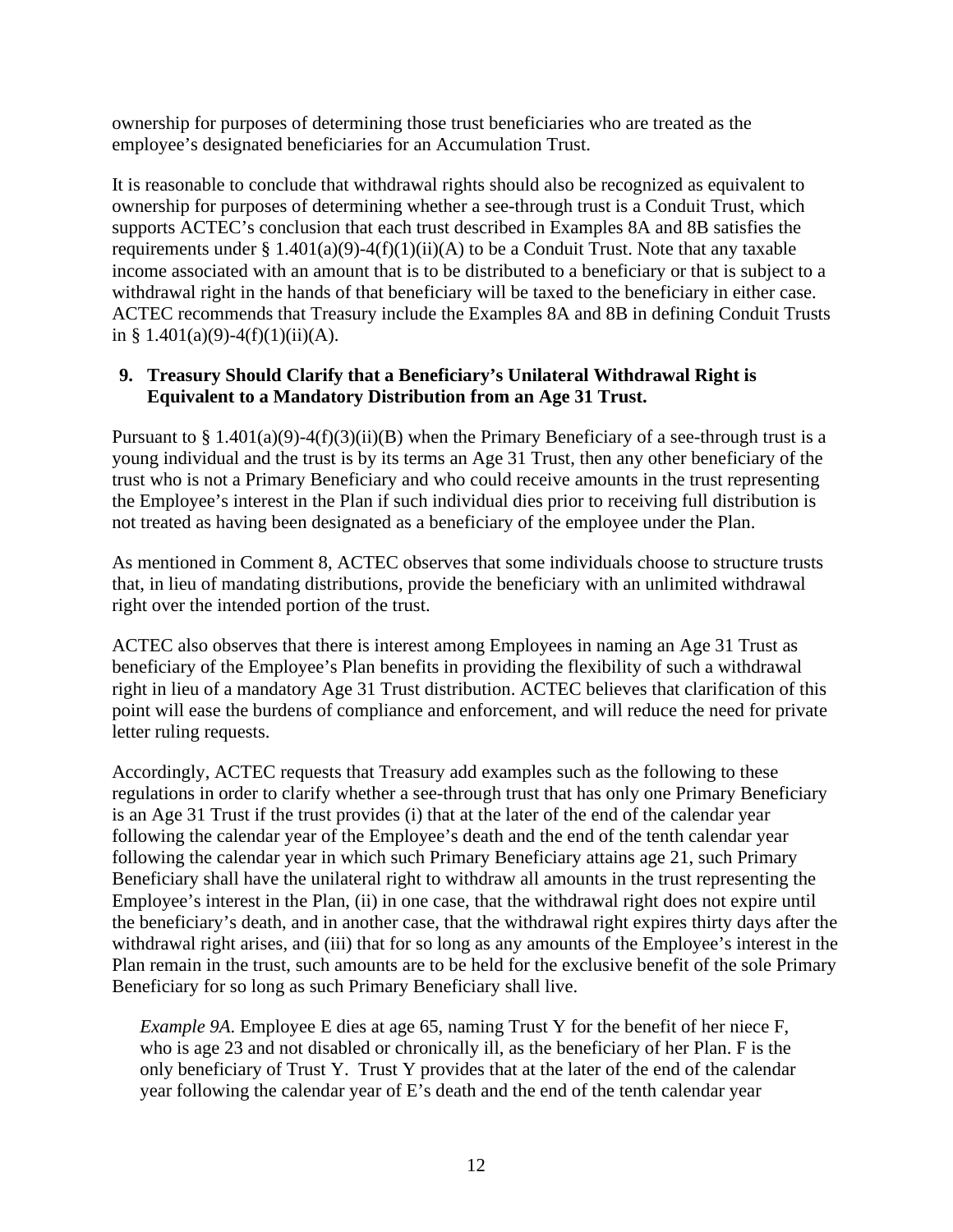ownership for purposes of determining those trust beneficiaries who are treated as the employee's designated beneficiaries for an Accumulation Trust.

It is reasonable to conclude that withdrawal rights should also be recognized as equivalent to ownership for purposes of determining whether a see-through trust is a Conduit Trust, which supports ACTEC's conclusion that each trust described in Examples 8A and 8B satisfies the requirements under § 1.401(a)(9)-4(f)(1)(ii)(A) to be a Conduit Trust. Note that any taxable income associated with an amount that is to be distributed to a beneficiary or that is subject to a withdrawal right in the hands of that beneficiary will be taxed to the beneficiary in either case. ACTEC recommends that Treasury include the Examples 8A and 8B in defining Conduit Trusts in § 1.401(a)(9)-4(f)(1)(ii)(A).

### 9. Treasury Should Clarify that a Beneficiary's Unilateral Withdrawal Right is Equivalent to a Mandatory Distribution from an Age 31 Trust.

Pursuant to § 1.401(a)(9)-4(f)(3)(ii)(B) when the Primary Beneficiary of a see-through trust is a young individual and the trust is by its terms an Age 31 Trust, then any other beneficiary of the trust who is not a Primary Beneficiary and who could receive amounts in the trust representing the Employee's interest in the Plan if such individual dies prior to receiving full distribution is not treated as having been designated as a beneficiary of the employee under the Plan.

As mentioned in Comment 8, ACTEC observes that some individuals choose to structure trusts that, in lieu of mandating distributions, provide the beneficiary with an unlimited withdrawal right over the intended portion of the trust.

ACTEC also observes that there is interest among Employees in naming an Age 31 Trust as beneficiary of the Employee's Plan benefits in providing the flexibility of such a withdrawal right in lieu of a mandatory Age 31 Trust distribution. ACTEC believes that clarification of this point will ease the burdens of compliance and enforcement, and will reduce the need for private letter ruling requests.

Accordingly, ACTEC requests that Treasury add examples such as the following to these regulations in order to clarify whether a see-through trust that has only one Primary Beneficiary is an Age 31 Trust if the trust provides (i) that at the later of the end of the calendar year following the calendar year of the Employee's death and the end of the tenth calendar year following the calendar year in which such Primary Beneficiary attains age 21, such Primary Beneficiary shall have the unilateral right to withdraw all amounts in the trust representing the Employee's interest in the Plan, (ii) in one case, that the withdrawal right does not expire until the beneficiary's death, and in another case, that the withdrawal right expires thirty days after the withdrawal right arises, and (iii) that for so long as any amounts of the Employee's interest in the Plan remain in the trust, such amounts are to be held for the exclusive benefit of the sole Primary Beneficiary for so long as such Primary Beneficiary shall live.

> *Example 9A.* Employee E dies at age 65, naming Trust Y for the benefit of her niece F, who is age 23 and not disabled or chronically ill, as the beneficiary of her Plan. F is the only beneficiary of Trust Y. Trust Y provides that at the later of the end of the calendar year following the calendar year of E's death and the end of the tenth calendar year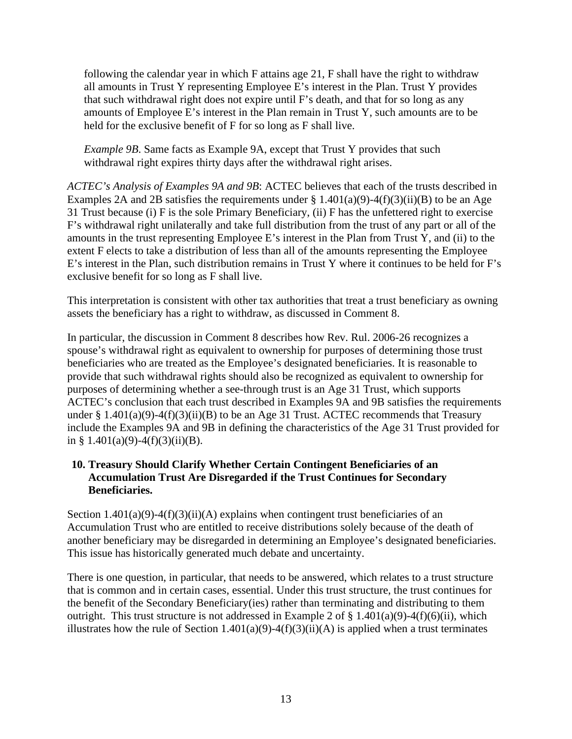following the calendar year in which F attains age 21, F shall have the right to withdraw all amounts in Trust Y representing Employee E's interest in the Plan. Trust Y provides that such withdrawal right does not expire until F's death, and that for so long as any amounts of Employee E's interest in the Plan remain in Trust Y, such amounts are to be held for the exclusive benefit of F for so long as F shall live.

*Example 9B*. Same facts as Example 9A, except that Trust Y provides that such withdrawal right expires thirty days after the withdrawal right arises.

*ACTEC's Analysis of Examples 9A and 9B*: ACTEC believes that each of the trusts described in Examples 2A and 2B satisfies the requirements under § 1.401(a)(9)-4(f)(3)(ii)(B) to be an Age 31 Trust because (i) F is the sole Primary Beneficiary, (ii) F has the unfettered right to exercise F's withdrawal right unilaterally and take full distribution from the trust of any part or all of the amounts in the trust representing Employee E's interest in the Plan from Trust Y, and (ii) to the extent F elects to take a distribution of less than all of the amounts representing the Employee E's interest in the Plan, such distribution remains in Trust Y where it continues to be held for F's exclusive benefit for so long as F shall live.

This interpretation is consistent with other tax authorities that treat a trust beneficiary as owning assets the beneficiary has a right to withdraw, as discussed in Comment 8.

In particular, the discussion in Comment 8 describes how Rev. Rul. 2006-26 recognizes a spouse's withdrawal right as equivalent to ownership for purposes of determining those trust beneficiaries who are treated as the Employee's designated beneficiaries. It is reasonable to provide that such withdrawal rights should also be recognized as equivalent to ownership for purposes of determining whether a see-through trust is an Age 31 Trust, which supports ACTEC's conclusion that each trust described in Examples 9A and 9B satisfies the requirements under § 1.401(a)(9)-4(f)(3)(ii)(B) to be an Age 31 Trust. ACTEC recommends that Treasury include the Examples 9A and 9B in defining the characteristics of the Age 31 Trust provided for in § 1.401(a)(9)-4(f)(3)(ii)(B).

**10. Treasury Should Clarify Whether Certain Contingent Beneficiaries of an Accumulation Trust Are Disregarded if the Trust Continues for Secondary Beneficiaries.**

Section 1.401(a)(9)-4(f)(3)(ii)(A) explains when contingent trust beneficiaries of an Accumulation Trust who are entitled to receive distributions solely because of the death of another beneficiary may be disregarded in determining an Employee's designated beneficiaries. This issue has historically generated much debate and uncertainty.

There is one question, in particular, that needs to be answered, which relates to a trust structure that is common and in certain cases, essential. Under this trust structure, the trust continues for the benefit of the Secondary Beneficiary(ies) rather than terminating and distributing to them outright. This trust structure is not addressed in Example 2 of § 1.401(a)(9)-4(f)(6)(ii), which illustrates how the rule of Section 1.401(a)(9)-4(f)(3)(ii)(A) is applied when a trust terminates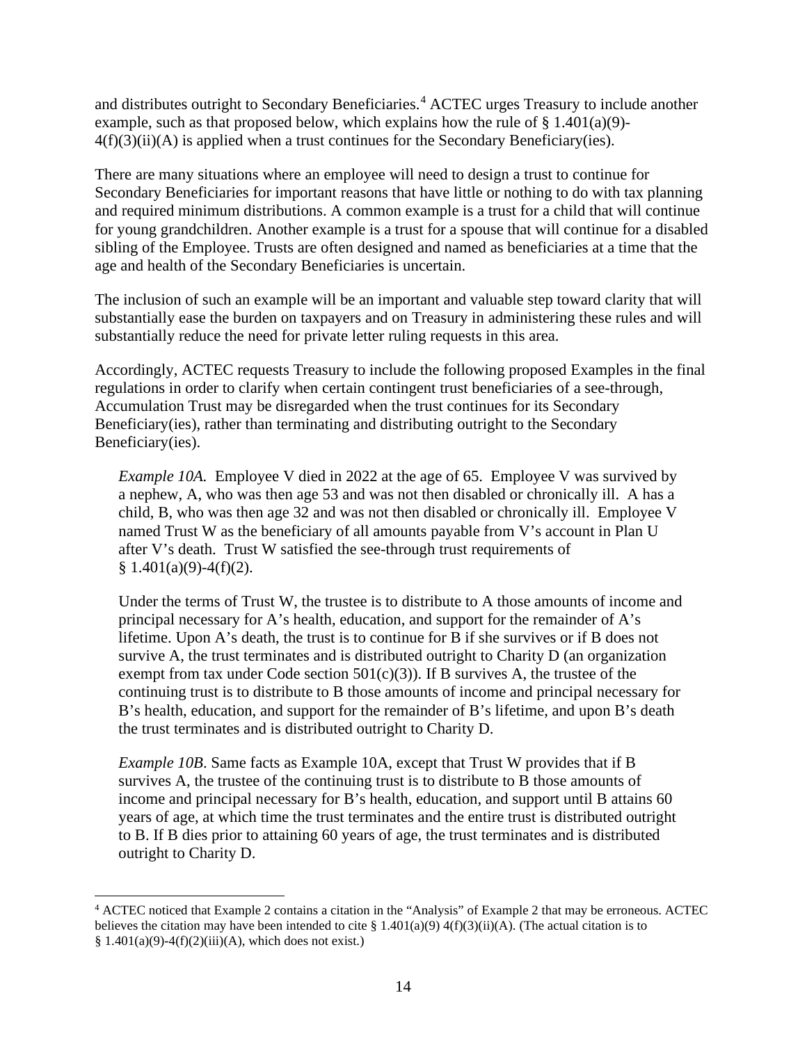and distributes outright to Secondary Beneficiaries.[4] ACTEC urges Treasury to include another example, such as that proposed below, which explains how the rule of § 1.401(a)(9)-4(f)(3)(ii)(A) is applied when a trust continues for the Secondary Beneficiary(ies).

There are many situations where an employee will need to design a trust to continue for Secondary Beneficiaries for important reasons that have little or nothing to do with tax planning and required minimum distributions. A common example is a trust for a child that will continue for young grandchildren. Another example is a trust for a spouse that will continue for a disabled sibling of the Employee. Trusts are often designed and named as beneficiaries at a time that the age and health of the Secondary Beneficiaries is uncertain.

The inclusion of such an example will be an important and valuable step toward clarity that will substantially ease the burden on taxpayers and on Treasury in administering these rules and will substantially reduce the need for private letter ruling requests in this area.

Accordingly, ACTEC requests Treasury to include the following proposed Examples in the final regulations in order to clarify when certain contingent trust beneficiaries of a see-through, Accumulation Trust may be disregarded when the trust continues for its Secondary Beneficiary(ies), rather than terminating and distributing outright to the Secondary Beneficiary(ies).

> *Example 10A.* Employee V died in 2022 at the age of 65. Employee V was survived by a nephew, A, who was then age 53 and was not then disabled or chronically ill. A has a child, B, who was then age 32 and was not then disabled or chronically ill. Employee V named Trust W as the beneficiary of all amounts payable from V's account in Plan U after V's death. Trust W satisfied the see-through trust requirements of § 1.401(a)(9)-4(f)(2).
>
> Under the terms of Trust W, the trustee is to distribute to A those amounts of income and principal necessary for A's health, education, and support for the remainder of A's lifetime. Upon A's death, the trust is to continue for B if she survives or if B does not survive A, the trust terminates and is distributed outright to Charity D (an organization exempt from tax under Code section 501(c)(3)). If B survives A, the trustee of the continuing trust is to distribute to B those amounts of income and principal necessary for B's health, education, and support for the remainder of B's lifetime, and upon B's death the trust terminates and is distributed outright to Charity D.
>
> *Example 10B*. Same facts as Example 10A, except that Trust W provides that if B survives A, the trustee of the continuing trust is to distribute to B those amounts of income and principal necessary for B's health, education, and support until B attains 60 years of age, at which time the trust terminates and the entire trust is distributed outright to B. If B dies prior to attaining 60 years of age, the trust terminates and is distributed outright to Charity D.

---

[4] ACTEC noticed that Example 2 contains a citation in the "Analysis" of Example 2 that may be erroneous. ACTEC believes the citation may have been intended to cite § 1.401(a)(9) 4(f)(3)(ii)(A). (The actual citation is to § 1.401(a)(9)-4(f)(2)(iii)(A), which does not exist.)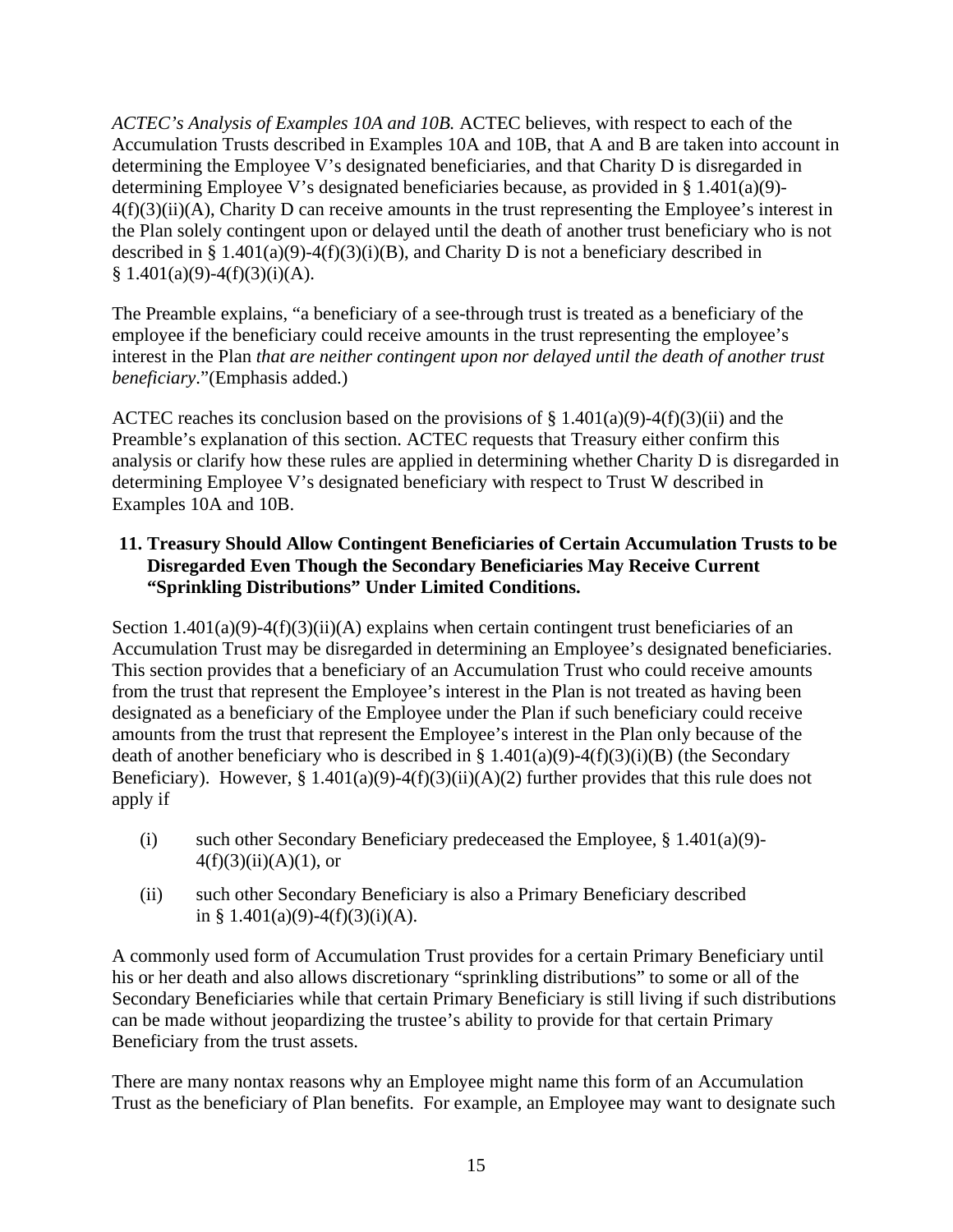*ACTEC's Analysis of Examples 10A and 10B.* ACTEC believes, with respect to each of the Accumulation Trusts described in Examples 10A and 10B, that A and B are taken into account in determining the Employee V's designated beneficiaries, and that Charity D is disregarded in determining Employee V's designated beneficiaries because, as provided in § 1.401(a)(9)-4(f)(3)(ii)(A), Charity D can receive amounts in the trust representing the Employee's interest in the Plan solely contingent upon or delayed until the death of another trust beneficiary who is not described in § 1.401(a)(9)-4(f)(3)(i)(B), and Charity D is not a beneficiary described in § 1.401(a)(9)-4(f)(3)(i)(A).

The Preamble explains, "a beneficiary of a see-through trust is treated as a beneficiary of the employee if the beneficiary could receive amounts in the trust representing the employee's interest in the Plan *that are neither contingent upon nor delayed until the death of another trust beneficiary*."(Emphasis added.)

ACTEC reaches its conclusion based on the provisions of § 1.401(a)(9)-4(f)(3)(ii) and the Preamble's explanation of this section. ACTEC requests that Treasury either confirm this analysis or clarify how these rules are applied in determining whether Charity D is disregarded in determining Employee V's designated beneficiary with respect to Trust W described in Examples 10A and 10B.

## 11. Treasury Should Allow Contingent Beneficiaries of Certain Accumulation Trusts to be Disregarded Even Though the Secondary Beneficiaries May Receive Current "Sprinkling Distributions" Under Limited Conditions.

Section 1.401(a)(9)-4(f)(3)(ii)(A) explains when certain contingent trust beneficiaries of an Accumulation Trust may be disregarded in determining an Employee's designated beneficiaries. This section provides that a beneficiary of an Accumulation Trust who could receive amounts from the trust that represent the Employee's interest in the Plan is not treated as having been designated as a beneficiary of the Employee under the Plan if such beneficiary could receive amounts from the trust that represent the Employee's interest in the Plan only because of the death of another beneficiary who is described in § 1.401(a)(9)-4(f)(3)(i)(B) (the Secondary Beneficiary). However, § 1.401(a)(9)-4(f)(3)(ii)(A)(2) further provides that this rule does not apply if

(i) such other Secondary Beneficiary predeceased the Employee, § 1.401(a)(9)-4(f)(3)(ii)(A)(1), or

(ii) such other Secondary Beneficiary is also a Primary Beneficiary described in § 1.401(a)(9)-4(f)(3)(i)(A).

A commonly used form of Accumulation Trust provides for a certain Primary Beneficiary until his or her death and also allows discretionary "sprinkling distributions" to some or all of the Secondary Beneficiaries while that certain Primary Beneficiary is still living if such distributions can be made without jeopardizing the trustee's ability to provide for that certain Primary Beneficiary from the trust assets.

There are many nontax reasons why an Employee might name this form of an Accumulation Trust as the beneficiary of Plan benefits. For example, an Employee may want to designate such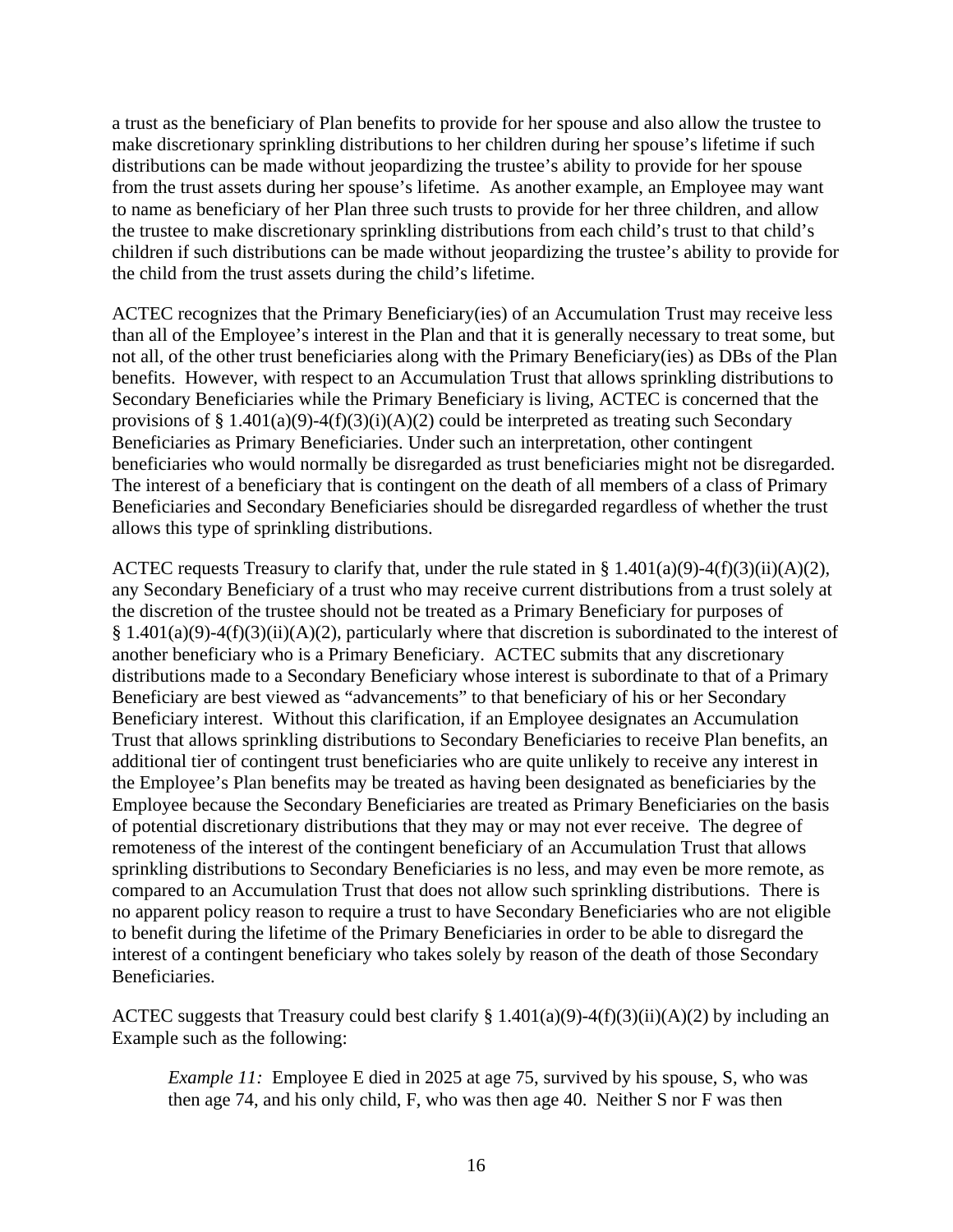a trust as the beneficiary of Plan benefits to provide for her spouse and also allow the trustee to make discretionary sprinkling distributions to her children during her spouse's lifetime if such distributions can be made without jeopardizing the trustee's ability to provide for her spouse from the trust assets during her spouse's lifetime. As another example, an Employee may want to name as beneficiary of her Plan three such trusts to provide for her three children, and allow the trustee to make discretionary sprinkling distributions from each child's trust to that child's children if such distributions can be made without jeopardizing the trustee's ability to provide for the child from the trust assets during the child's lifetime.

ACTEC recognizes that the Primary Beneficiary(ies) of an Accumulation Trust may receive less than all of the Employee's interest in the Plan and that it is generally necessary to treat some, but not all, of the other trust beneficiaries along with the Primary Beneficiary(ies) as DBs of the Plan benefits. However, with respect to an Accumulation Trust that allows sprinkling distributions to Secondary Beneficiaries while the Primary Beneficiary is living, ACTEC is concerned that the provisions of § 1.401(a)(9)-4(f)(3)(i)(A)(2) could be interpreted as treating such Secondary Beneficiaries as Primary Beneficiaries. Under such an interpretation, other contingent beneficiaries who would normally be disregarded as trust beneficiaries might not be disregarded. The interest of a beneficiary that is contingent on the death of all members of a class of Primary Beneficiaries and Secondary Beneficiaries should be disregarded regardless of whether the trust allows this type of sprinkling distributions.

ACTEC requests Treasury to clarify that, under the rule stated in § 1.401(a)(9)-4(f)(3)(ii)(A)(2), any Secondary Beneficiary of a trust who may receive current distributions from a trust solely at the discretion of the trustee should not be treated as a Primary Beneficiary for purposes of § 1.401(a)(9)-4(f)(3)(ii)(A)(2), particularly where that discretion is subordinated to the interest of another beneficiary who is a Primary Beneficiary. ACTEC submits that any discretionary distributions made to a Secondary Beneficiary whose interest is subordinate to that of a Primary Beneficiary are best viewed as "advancements" to that beneficiary of his or her Secondary Beneficiary interest. Without this clarification, if an Employee designates an Accumulation Trust that allows sprinkling distributions to Secondary Beneficiaries to receive Plan benefits, an additional tier of contingent trust beneficiaries who are quite unlikely to receive any interest in the Employee's Plan benefits may be treated as having been designated as beneficiaries by the Employee because the Secondary Beneficiaries are treated as Primary Beneficiaries on the basis of potential discretionary distributions that they may or may not ever receive. The degree of remoteness of the interest of the contingent beneficiary of an Accumulation Trust that allows sprinkling distributions to Secondary Beneficiaries is no less, and may even be more remote, as compared to an Accumulation Trust that does not allow such sprinkling distributions. There is no apparent policy reason to require a trust to have Secondary Beneficiaries who are not eligible to benefit during the lifetime of the Primary Beneficiaries in order to be able to disregard the interest of a contingent beneficiary who takes solely by reason of the death of those Secondary Beneficiaries.

ACTEC suggests that Treasury could best clarify § 1.401(a)(9)-4(f)(3)(ii)(A)(2) by including an Example such as the following:

> *Example 11:* Employee E died in 2025 at age 75, survived by his spouse, S, who was then age 74, and his only child, F, who was then age 40. Neither S nor F was then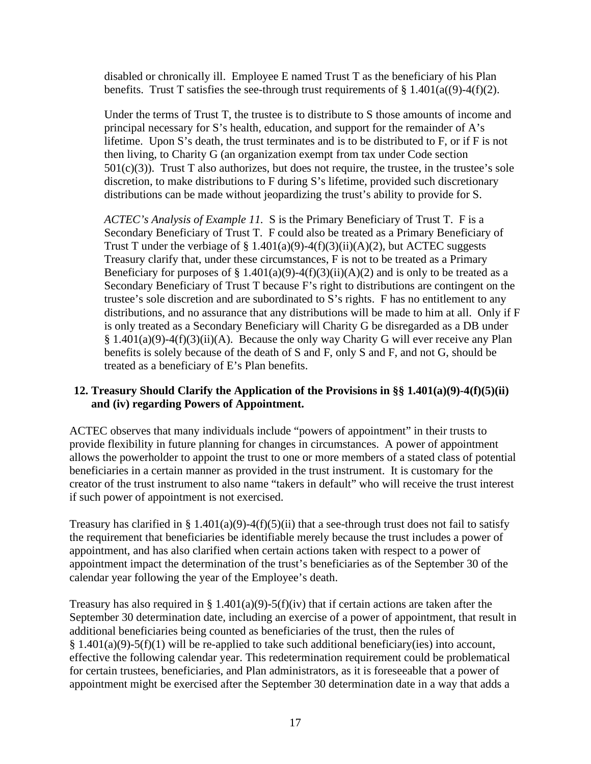disabled or chronically ill. Employee E named Trust T as the beneficiary of his Plan benefits. Trust T satisfies the see-through trust requirements of § 1.401(a((9)-4(f)(2).

Under the terms of Trust T, the trustee is to distribute to S those amounts of income and principal necessary for S's health, education, and support for the remainder of A's lifetime. Upon S's death, the trust terminates and is to be distributed to F, or if F is not then living, to Charity G (an organization exempt from tax under Code section 501(c)(3)). Trust T also authorizes, but does not require, the trustee, in the trustee's sole discretion, to make distributions to F during S's lifetime, provided such discretionary distributions can be made without jeopardizing the trust's ability to provide for S.

*ACTEC's Analysis of Example 11.* S is the Primary Beneficiary of Trust T. F is a Secondary Beneficiary of Trust T. F could also be treated as a Primary Beneficiary of Trust T under the verbiage of § 1.401(a)(9)-4(f)(3)(ii)(A)(2), but ACTEC suggests Treasury clarify that, under these circumstances, F is not to be treated as a Primary Beneficiary for purposes of § 1.401(a)(9)-4(f)(3)(ii)(A)(2) and is only to be treated as a Secondary Beneficiary of Trust T because F's right to distributions are contingent on the trustee's sole discretion and are subordinated to S's rights. F has no entitlement to any distributions, and no assurance that any distributions will be made to him at all. Only if F is only treated as a Secondary Beneficiary will Charity G be disregarded as a DB under § 1.401(a)(9)-4(f)(3)(ii)(A). Because the only way Charity G will ever receive any Plan benefits is solely because of the death of S and F, only S and F, and not G, should be treated as a beneficiary of E's Plan benefits.

**12. Treasury Should Clarify the Application of the Provisions in §§ 1.401(a)(9)-4(f)(5)(ii) and (iv) regarding Powers of Appointment.**

ACTEC observes that many individuals include "powers of appointment" in their trusts to provide flexibility in future planning for changes in circumstances. A power of appointment allows the powerholder to appoint the trust to one or more members of a stated class of potential beneficiaries in a certain manner as provided in the trust instrument. It is customary for the creator of the trust instrument to also name "takers in default" who will receive the trust interest if such power of appointment is not exercised.

Treasury has clarified in § 1.401(a)(9)-4(f)(5)(ii) that a see-through trust does not fail to satisfy the requirement that beneficiaries be identifiable merely because the trust includes a power of appointment, and has also clarified when certain actions taken with respect to a power of appointment impact the determination of the trust's beneficiaries as of the September 30 of the calendar year following the year of the Employee's death.

Treasury has also required in § 1.401(a)(9)-5(f)(iv) that if certain actions are taken after the September 30 determination date, including an exercise of a power of appointment, that result in additional beneficiaries being counted as beneficiaries of the trust, then the rules of § 1.401(a)(9)-5(f)(1) will be re-applied to take such additional beneficiary(ies) into account, effective the following calendar year. This redetermination requirement could be problematical for certain trustees, beneficiaries, and Plan administrators, as it is foreseeable that a power of appointment might be exercised after the September 30 determination date in a way that adds a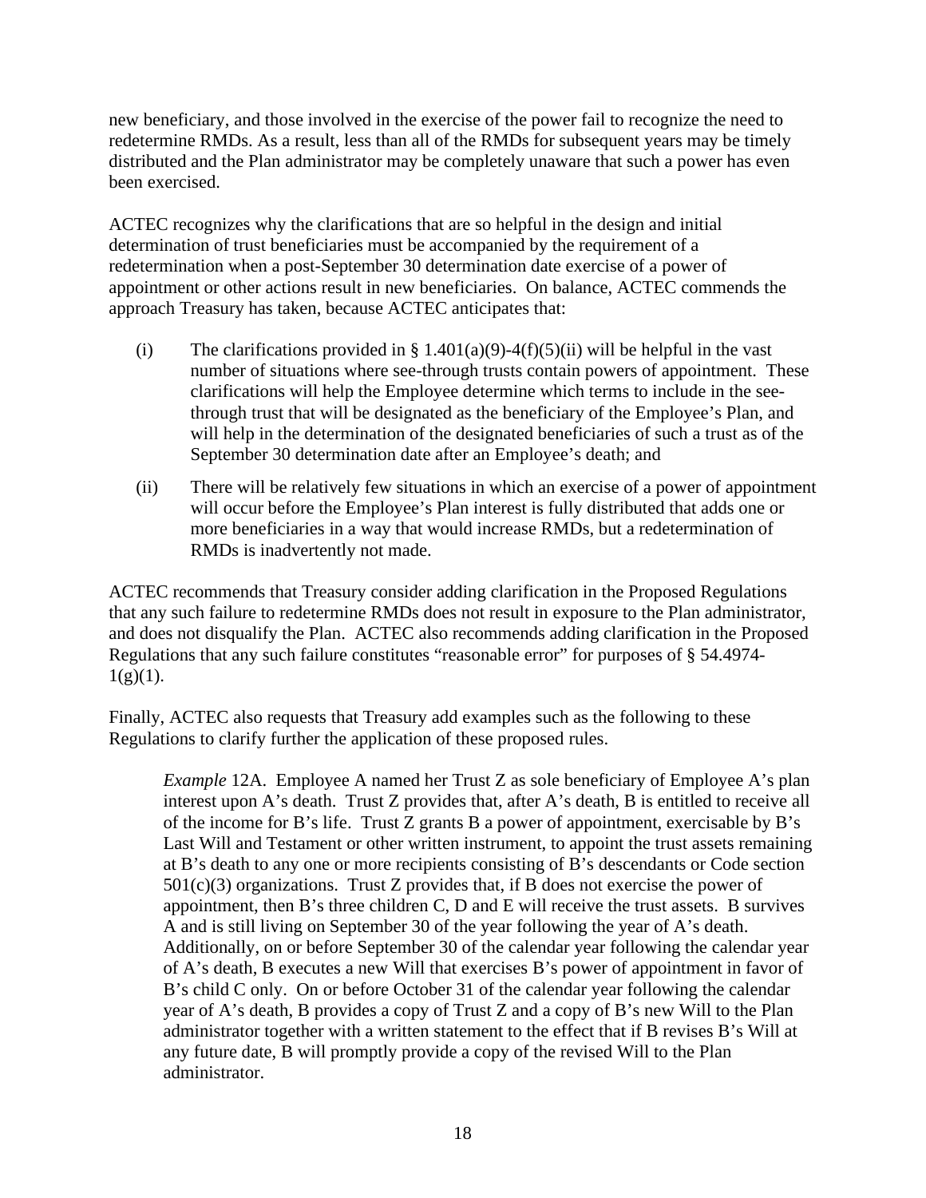new beneficiary, and those involved in the exercise of the power fail to recognize the need to redetermine RMDs. As a result, less than all of the RMDs for subsequent years may be timely distributed and the Plan administrator may be completely unaware that such a power has even been exercised.

ACTEC recognizes why the clarifications that are so helpful in the design and initial determination of trust beneficiaries must be accompanied by the requirement of a redetermination when a post-September 30 determination date exercise of a power of appointment or other actions result in new beneficiaries. On balance, ACTEC commends the approach Treasury has taken, because ACTEC anticipates that:

(i) The clarifications provided in § 1.401(a)(9)-4(f)(5)(ii) will be helpful in the vast number of situations where see-through trusts contain powers of appointment. These clarifications will help the Employee determine which terms to include in the see-through trust that will be designated as the beneficiary of the Employee's Plan, and will help in the determination of the designated beneficiaries of such a trust as of the September 30 determination date after an Employee's death; and

(ii) There will be relatively few situations in which an exercise of a power of appointment will occur before the Employee's Plan interest is fully distributed that adds one or more beneficiaries in a way that would increase RMDs, but a redetermination of RMDs is inadvertently not made.

ACTEC recommends that Treasury consider adding clarification in the Proposed Regulations that any such failure to redetermine RMDs does not result in exposure to the Plan administrator, and does not disqualify the Plan. ACTEC also recommends adding clarification in the Proposed Regulations that any such failure constitutes "reasonable error" for purposes of § 54.4974-1(g)(1).

Finally, ACTEC also requests that Treasury add examples such as the following to these Regulations to clarify further the application of these proposed rules.

> *Example* 12A. Employee A named her Trust Z as sole beneficiary of Employee A's plan interest upon A's death. Trust Z provides that, after A's death, B is entitled to receive all of the income for B's life. Trust Z grants B a power of appointment, exercisable by B's Last Will and Testament or other written instrument, to appoint the trust assets remaining at B's death to any one or more recipients consisting of B's descendants or Code section 501(c)(3) organizations. Trust Z provides that, if B does not exercise the power of appointment, then B's three children C, D and E will receive the trust assets. B survives A and is still living on September 30 of the year following the year of A's death. Additionally, on or before September 30 of the calendar year following the calendar year of A's death, B executes a new Will that exercises B's power of appointment in favor of B's child C only. On or before October 31 of the calendar year following the calendar year of A's death, B provides a copy of Trust Z and a copy of B's new Will to the Plan administrator together with a written statement to the effect that if B revises B's Will at any future date, B will promptly provide a copy of the revised Will to the Plan administrator.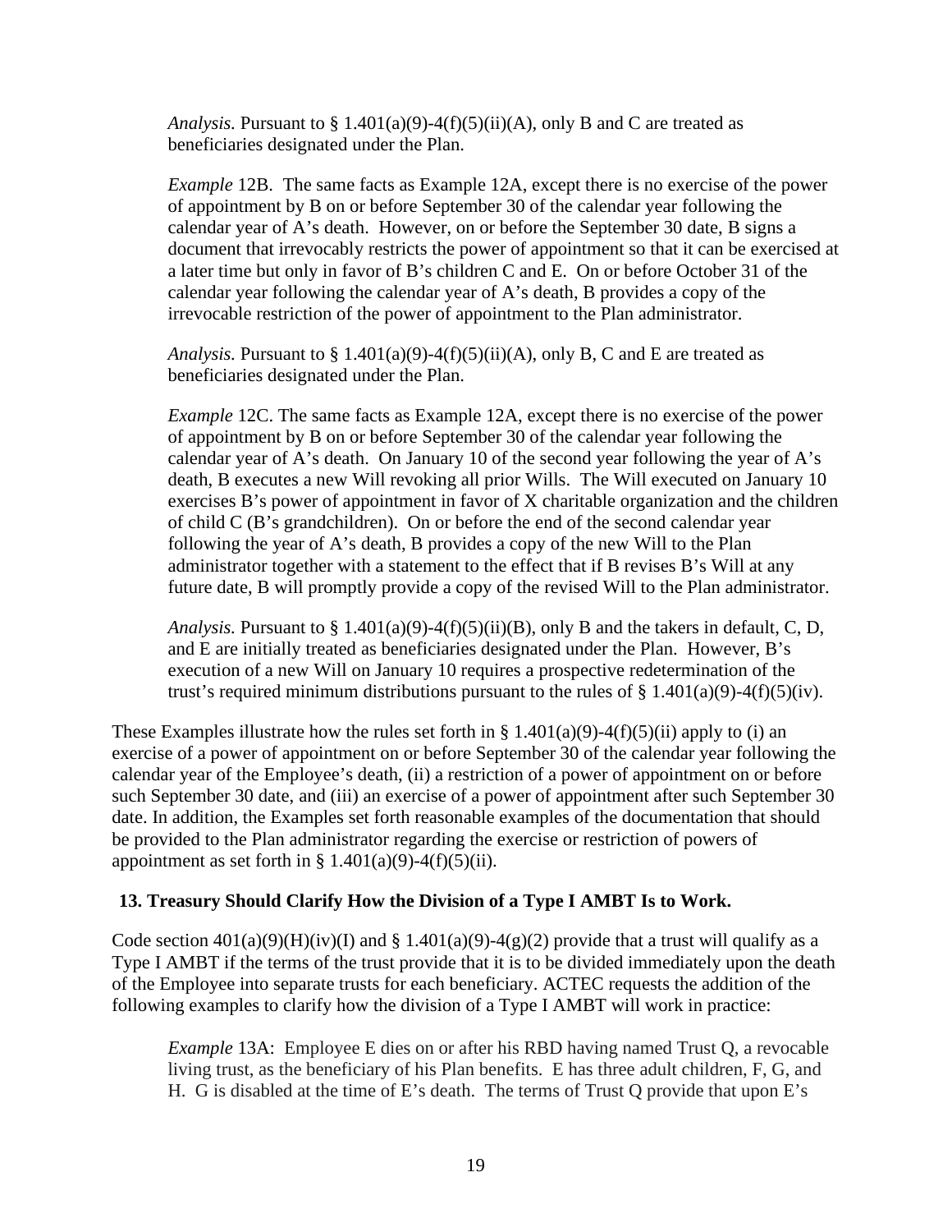*Analysis.* Pursuant to § 1.401(a)(9)-4(f)(5)(ii)(A), only B and C are treated as beneficiaries designated under the Plan.

*Example* 12B. The same facts as Example 12A, except there is no exercise of the power of appointment by B on or before September 30 of the calendar year following the calendar year of A's death. However, on or before the September 30 date, B signs a document that irrevocably restricts the power of appointment so that it can be exercised at a later time but only in favor of B's children C and E. On or before October 31 of the calendar year following the calendar year of A's death, B provides a copy of the irrevocable restriction of the power of appointment to the Plan administrator.

*Analysis.* Pursuant to § 1.401(a)(9)-4(f)(5)(ii)(A), only B, C and E are treated as beneficiaries designated under the Plan.

*Example* 12C. The same facts as Example 12A, except there is no exercise of the power of appointment by B on or before September 30 of the calendar year following the calendar year of A's death. On January 10 of the second year following the year of A's death, B executes a new Will revoking all prior Wills. The Will executed on January 10 exercises B's power of appointment in favor of X charitable organization and the children of child C (B's grandchildren). On or before the end of the second calendar year following the year of A's death, B provides a copy of the new Will to the Plan administrator together with a statement to the effect that if B revises B's Will at any future date, B will promptly provide a copy of the revised Will to the Plan administrator.

*Analysis.* Pursuant to § 1.401(a)(9)-4(f)(5)(ii)(B), only B and the takers in default, C, D, and E are initially treated as beneficiaries designated under the Plan. However, B's execution of a new Will on January 10 requires a prospective redetermination of the trust's required minimum distributions pursuant to the rules of § 1.401(a)(9)-4(f)(5)(iv).

These Examples illustrate how the rules set forth in § 1.401(a)(9)-4(f)(5)(ii) apply to (i) an exercise of a power of appointment on or before September 30 of the calendar year following the calendar year of the Employee's death, (ii) a restriction of a power of appointment on or before such September 30 date, and (iii) an exercise of a power of appointment after such September 30 date. In addition, the Examples set forth reasonable examples of the documentation that should be provided to the Plan administrator regarding the exercise or restriction of powers of appointment as set forth in § 1.401(a)(9)-4(f)(5)(ii).

## 13. Treasury Should Clarify How the Division of a Type I AMBT Is to Work.

Code section 401(a)(9)(H)(iv)(I) and § 1.401(a)(9)-4(g)(2) provide that a trust will qualify as a Type I AMBT if the terms of the trust provide that it is to be divided immediately upon the death of the Employee into separate trusts for each beneficiary. ACTEC requests the addition of the following examples to clarify how the division of a Type I AMBT will work in practice:

*Example* 13A: Employee E dies on or after his RBD having named Trust Q, a revocable living trust, as the beneficiary of his Plan benefits. E has three adult children, F, G, and H. G is disabled at the time of E's death. The terms of Trust Q provide that upon E's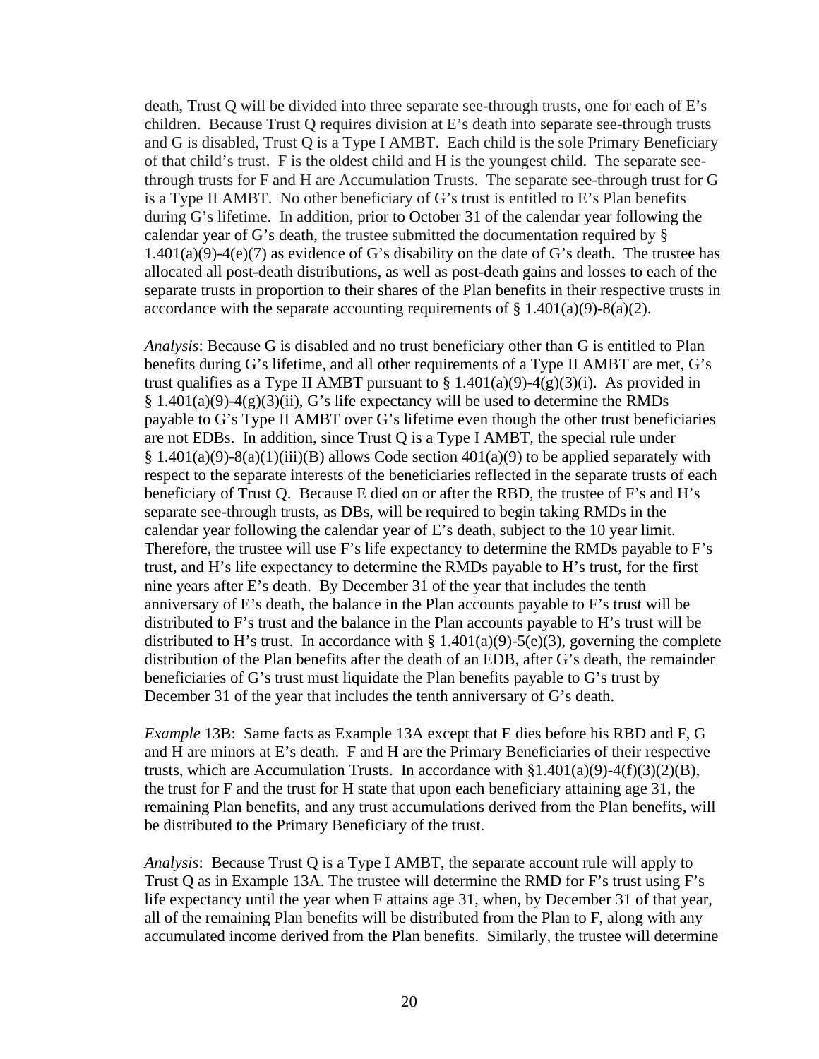death, Trust Q will be divided into three separate see-through trusts, one for each of E's children. Because Trust Q requires division at E's death into separate see-through trusts and G is disabled, Trust Q is a Type I AMBT. Each child is the sole Primary Beneficiary of that child's trust. F is the oldest child and H is the youngest child. The separate see-through trusts for F and H are Accumulation Trusts. The separate see-through trust for G is a Type II AMBT. No other beneficiary of G's trust is entitled to E's Plan benefits during G's lifetime. In addition, prior to October 31 of the calendar year following the calendar year of G's death, the trustee submitted the documentation required by § 1.401(a)(9)-4(e)(7) as evidence of G's disability on the date of G's death. The trustee has allocated all post-death distributions, as well as post-death gains and losses to each of the separate trusts in proportion to their shares of the Plan benefits in their respective trusts in accordance with the separate accounting requirements of § 1.401(a)(9)-8(a)(2).

*Analysis*: Because G is disabled and no trust beneficiary other than G is entitled to Plan benefits during G's lifetime, and all other requirements of a Type II AMBT are met, G's trust qualifies as a Type II AMBT pursuant to § 1.401(a)(9)-4(g)(3)(i). As provided in § 1.401(a)(9)-4(g)(3)(ii), G's life expectancy will be used to determine the RMDs payable to G's Type II AMBT over G's lifetime even though the other trust beneficiaries are not EDBs. In addition, since Trust Q is a Type I AMBT, the special rule under § 1.401(a)(9)-8(a)(1)(iii)(B) allows Code section 401(a)(9) to be applied separately with respect to the separate interests of the beneficiaries reflected in the separate trusts of each beneficiary of Trust Q. Because E died on or after the RBD, the trustee of F's and H's separate see-through trusts, as DBs, will be required to begin taking RMDs in the calendar year following the calendar year of E's death, subject to the 10 year limit. Therefore, the trustee will use F's life expectancy to determine the RMDs payable to F's trust, and H's life expectancy to determine the RMDs payable to H's trust, for the first nine years after E's death. By December 31 of the year that includes the tenth anniversary of E's death, the balance in the Plan accounts payable to F's trust will be distributed to F's trust and the balance in the Plan accounts payable to H's trust will be distributed to H's trust. In accordance with § 1.401(a)(9)-5(e)(3), governing the complete distribution of the Plan benefits after the death of an EDB, after G's death, the remainder beneficiaries of G's trust must liquidate the Plan benefits payable to G's trust by December 31 of the year that includes the tenth anniversary of G's death.

*Example* 13B: Same facts as Example 13A except that E dies before his RBD and F, G and H are minors at E's death. F and H are the Primary Beneficiaries of their respective trusts, which are Accumulation Trusts. In accordance with §1.401(a)(9)-4(f)(3)(2)(B), the trust for F and the trust for H state that upon each beneficiary attaining age 31, the remaining Plan benefits, and any trust accumulations derived from the Plan benefits, will be distributed to the Primary Beneficiary of the trust.

*Analysis*: Because Trust Q is a Type I AMBT, the separate account rule will apply to Trust Q as in Example 13A. The trustee will determine the RMD for F's trust using F's life expectancy until the year when F attains age 31, when, by December 31 of that year, all of the remaining Plan benefits will be distributed from the Plan to F, along with any accumulated income derived from the Plan benefits. Similarly, the trustee will determine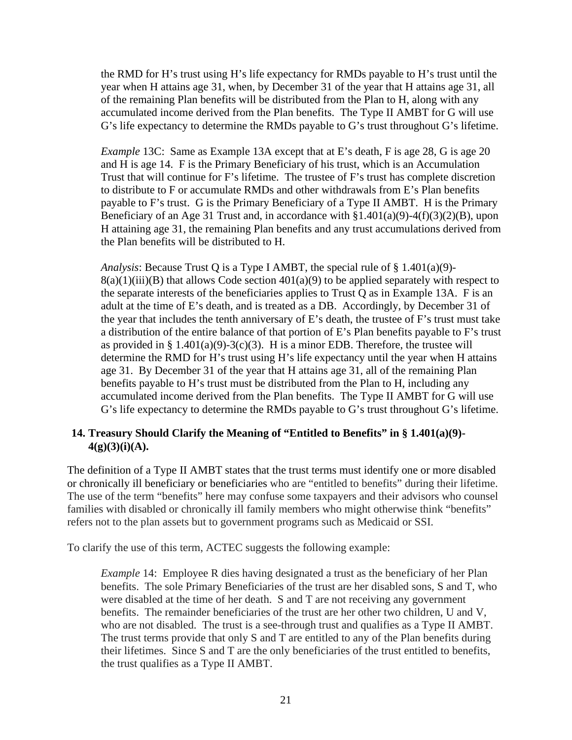the RMD for H's trust using H's life expectancy for RMDs payable to H's trust until the year when H attains age 31, when, by December 31 of the year that H attains age 31, all of the remaining Plan benefits will be distributed from the Plan to H, along with any accumulated income derived from the Plan benefits. The Type II AMBT for G will use G's life expectancy to determine the RMDs payable to G's trust throughout G's lifetime.

*Example* 13C: Same as Example 13A except that at E's death, F is age 28, G is age 20 and H is age 14. F is the Primary Beneficiary of his trust, which is an Accumulation Trust that will continue for F's lifetime. The trustee of F's trust has complete discretion to distribute to F or accumulate RMDs and other withdrawals from E's Plan benefits payable to F's trust. G is the Primary Beneficiary of a Type II AMBT. H is the Primary Beneficiary of an Age 31 Trust and, in accordance with §1.401(a)(9)-4(f)(3)(2)(B), upon H attaining age 31, the remaining Plan benefits and any trust accumulations derived from the Plan benefits will be distributed to H.

*Analysis*: Because Trust Q is a Type I AMBT, the special rule of § 1.401(a)(9)-8(a)(1)(iii)(B) that allows Code section 401(a)(9) to be applied separately with respect to the separate interests of the beneficiaries applies to Trust Q as in Example 13A. F is an adult at the time of E's death, and is treated as a DB. Accordingly, by December 31 of the year that includes the tenth anniversary of E's death, the trustee of F's trust must take a distribution of the entire balance of that portion of E's Plan benefits payable to F's trust as provided in § 1.401(a)(9)-3(c)(3). H is a minor EDB. Therefore, the trustee will determine the RMD for H's trust using H's life expectancy until the year when H attains age 31. By December 31 of the year that H attains age 31, all of the remaining Plan benefits payable to H's trust must be distributed from the Plan to H, including any accumulated income derived from the Plan benefits. The Type II AMBT for G will use G's life expectancy to determine the RMDs payable to G's trust throughout G's lifetime.

## 14. Treasury Should Clarify the Meaning of "Entitled to Benefits" in § 1.401(a)(9)-4(g)(3)(i)(A).

The definition of a Type II AMBT states that the trust terms must identify one or more disabled or chronically ill beneficiary or beneficiaries who are "entitled to benefits" during their lifetime. The use of the term "benefits" here may confuse some taxpayers and their advisors who counsel families with disabled or chronically ill family members who might otherwise think "benefits" refers not to the plan assets but to government programs such as Medicaid or SSI.

To clarify the use of this term, ACTEC suggests the following example:

*Example* 14: Employee R dies having designated a trust as the beneficiary of her Plan benefits. The sole Primary Beneficiaries of the trust are her disabled sons, S and T, who were disabled at the time of her death. S and T are not receiving any government benefits. The remainder beneficiaries of the trust are her other two children, U and V, who are not disabled. The trust is a see-through trust and qualifies as a Type II AMBT. The trust terms provide that only S and T are entitled to any of the Plan benefits during their lifetimes. Since S and T are the only beneficiaries of the trust entitled to benefits, the trust qualifies as a Type II AMBT.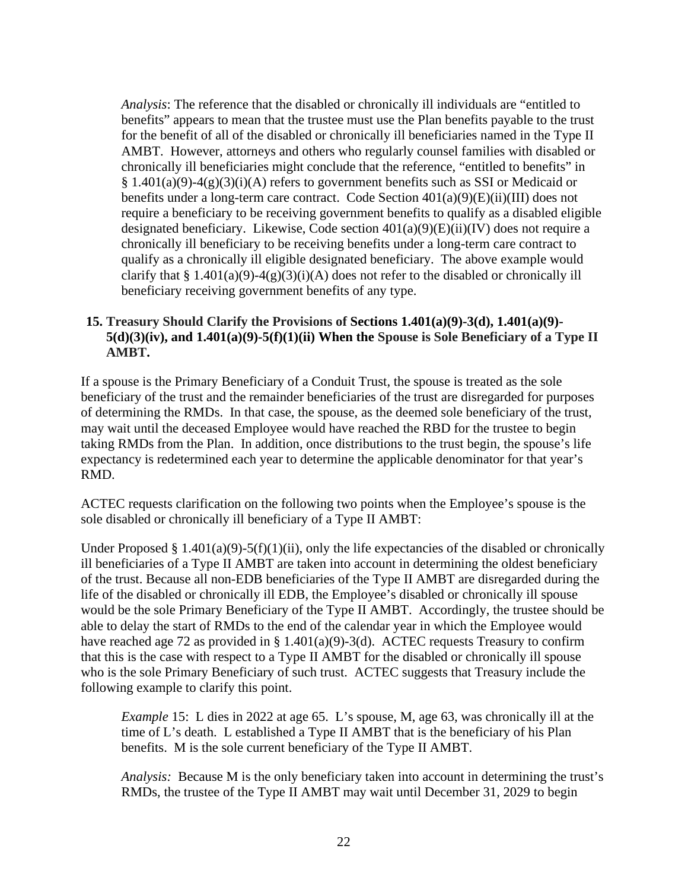*Analysis*: The reference that the disabled or chronically ill individuals are "entitled to benefits" appears to mean that the trustee must use the Plan benefits payable to the trust for the benefit of all of the disabled or chronically ill beneficiaries named in the Type II AMBT. However, attorneys and others who regularly counsel families with disabled or chronically ill beneficiaries might conclude that the reference, "entitled to benefits" in § 1.401(a)(9)-4(g)(3)(i)(A) refers to government benefits such as SSI or Medicaid or benefits under a long-term care contract. Code Section 401(a)(9)(E)(ii)(III) does not require a beneficiary to be receiving government benefits to qualify as a disabled eligible designated beneficiary. Likewise, Code section 401(a)(9)(E)(ii)(IV) does not require a chronically ill beneficiary to be receiving benefits under a long-term care contract to qualify as a chronically ill eligible designated beneficiary. The above example would clarify that § 1.401(a)(9)-4(g)(3)(i)(A) does not refer to the disabled or chronically ill beneficiary receiving government benefits of any type.

**15. Treasury Should Clarify the Provisions of Sections 1.401(a)(9)-3(d), 1.401(a)(9)-5(d)(3)(iv), and 1.401(a)(9)-5(f)(1)(ii) When the Spouse is Sole Beneficiary of a Type II AMBT.**

If a spouse is the Primary Beneficiary of a Conduit Trust, the spouse is treated as the sole beneficiary of the trust and the remainder beneficiaries of the trust are disregarded for purposes of determining the RMDs. In that case, the spouse, as the deemed sole beneficiary of the trust, may wait until the deceased Employee would have reached the RBD for the trustee to begin taking RMDs from the Plan. In addition, once distributions to the trust begin, the spouse's life expectancy is redetermined each year to determine the applicable denominator for that year's RMD.

ACTEC requests clarification on the following two points when the Employee's spouse is the sole disabled or chronically ill beneficiary of a Type II AMBT:

Under Proposed § 1.401(a)(9)-5(f)(1)(ii), only the life expectancies of the disabled or chronically ill beneficiaries of a Type II AMBT are taken into account in determining the oldest beneficiary of the trust. Because all non-EDB beneficiaries of the Type II AMBT are disregarded during the life of the disabled or chronically ill EDB, the Employee's disabled or chronically ill spouse would be the sole Primary Beneficiary of the Type II AMBT. Accordingly, the trustee should be able to delay the start of RMDs to the end of the calendar year in which the Employee would have reached age 72 as provided in § 1.401(a)(9)-3(d). ACTEC requests Treasury to confirm that this is the case with respect to a Type II AMBT for the disabled or chronically ill spouse who is the sole Primary Beneficiary of such trust. ACTEC suggests that Treasury include the following example to clarify this point.

*Example* 15: L dies in 2022 at age 65. L's spouse, M, age 63, was chronically ill at the time of L's death. L established a Type II AMBT that is the beneficiary of his Plan benefits. M is the sole current beneficiary of the Type II AMBT.

*Analysis:* Because M is the only beneficiary taken into account in determining the trust's RMDs, the trustee of the Type II AMBT may wait until December 31, 2029 to begin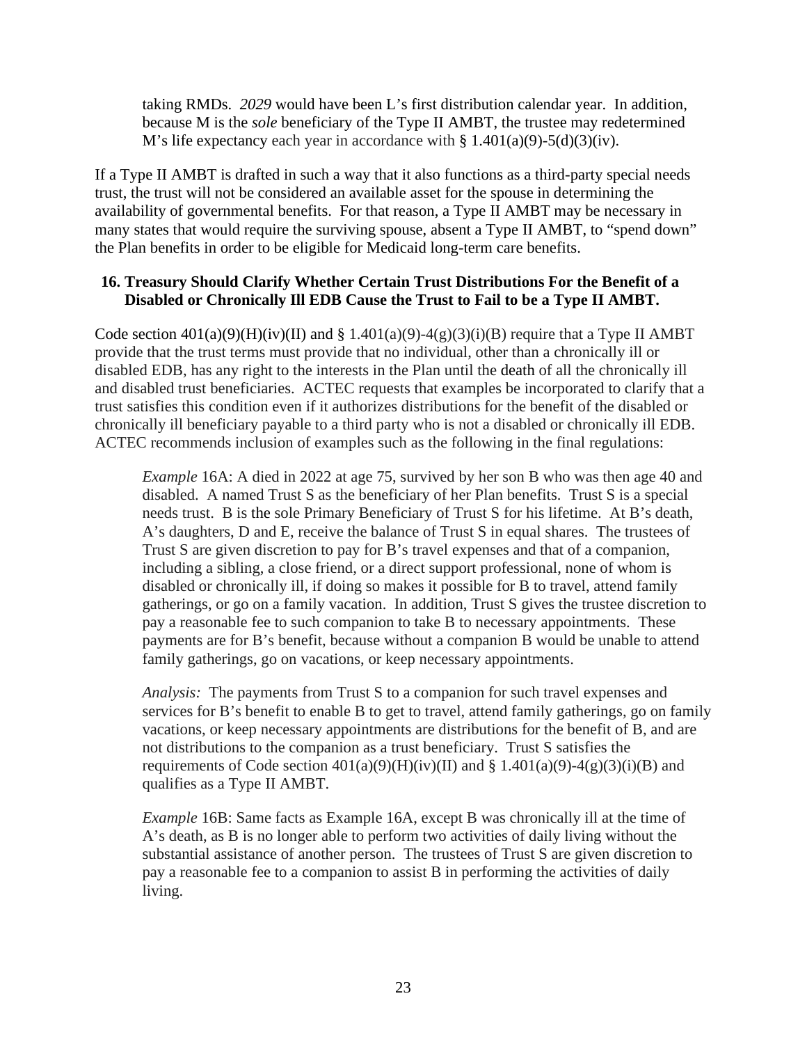taking RMDs. *2029* would have been L's first distribution calendar year. In addition, because M is the *sole* beneficiary of the Type II AMBT, the trustee may redetermined M's life expectancy each year in accordance with § 1.401(a)(9)-5(d)(3)(iv).

If a Type II AMBT is drafted in such a way that it also functions as a third-party special needs trust, the trust will not be considered an available asset for the spouse in determining the availability of governmental benefits. For that reason, a Type II AMBT may be necessary in many states that would require the surviving spouse, absent a Type II AMBT, to "spend down" the Plan benefits in order to be eligible for Medicaid long-term care benefits.

## 16. Treasury Should Clarify Whether Certain Trust Distributions For the Benefit of a Disabled or Chronically Ill EDB Cause the Trust to Fail to be a Type II AMBT.

Code section 401(a)(9)(H)(iv)(II) and § 1.401(a)(9)-4(g)(3)(i)(B) require that a Type II AMBT provide that the trust terms must provide that no individual, other than a chronically ill or disabled EDB, has any right to the interests in the Plan until the death of all the chronically ill and disabled trust beneficiaries. ACTEC requests that examples be incorporated to clarify that a trust satisfies this condition even if it authorizes distributions for the benefit of the disabled or chronically ill beneficiary payable to a third party who is not a disabled or chronically ill EDB. ACTEC recommends inclusion of examples such as the following in the final regulations:

> *Example* 16A: A died in 2022 at age 75, survived by her son B who was then age 40 and disabled. A named Trust S as the beneficiary of her Plan benefits. Trust S is a special needs trust. B is the sole Primary Beneficiary of Trust S for his lifetime. At B's death, A's daughters, D and E, receive the balance of Trust S in equal shares. The trustees of Trust S are given discretion to pay for B's travel expenses and that of a companion, including a sibling, a close friend, or a direct support professional, none of whom is disabled or chronically ill, if doing so makes it possible for B to travel, attend family gatherings, or go on a family vacation. In addition, Trust S gives the trustee discretion to pay a reasonable fee to such companion to take B to necessary appointments. These payments are for B's benefit, because without a companion B would be unable to attend family gatherings, go on vacations, or keep necessary appointments.
>
> *Analysis:* The payments from Trust S to a companion for such travel expenses and services for B's benefit to enable B to get to travel, attend family gatherings, go on family vacations, or keep necessary appointments are distributions for the benefit of B, and are not distributions to the companion as a trust beneficiary. Trust S satisfies the requirements of Code section 401(a)(9)(H)(iv)(II) and § 1.401(a)(9)-4(g)(3)(i)(B) and qualifies as a Type II AMBT.
>
> *Example* 16B: Same facts as Example 16A, except B was chronically ill at the time of A's death, as B is no longer able to perform two activities of daily living without the substantial assistance of another person. The trustees of Trust S are given discretion to pay a reasonable fee to a companion to assist B in performing the activities of daily living.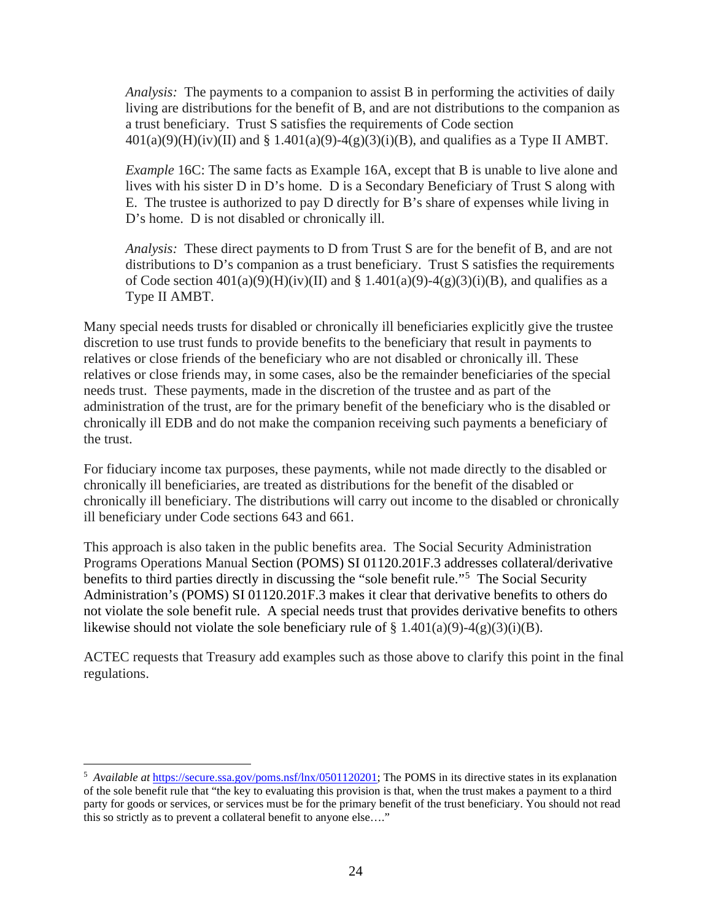*Analysis:* The payments to a companion to assist B in performing the activities of daily living are distributions for the benefit of B, and are not distributions to the companion as a trust beneficiary. Trust S satisfies the requirements of Code section 401(a)(9)(H)(iv)(II) and § 1.401(a)(9)-4(g)(3)(i)(B), and qualifies as a Type II AMBT.

*Example* 16C: The same facts as Example 16A, except that B is unable to live alone and lives with his sister D in D's home. D is a Secondary Beneficiary of Trust S along with E. The trustee is authorized to pay D directly for B's share of expenses while living in D's home. D is not disabled or chronically ill.

*Analysis:* These direct payments to D from Trust S are for the benefit of B, and are not distributions to D's companion as a trust beneficiary. Trust S satisfies the requirements of Code section 401(a)(9)(H)(iv)(II) and § 1.401(a)(9)-4(g)(3)(i)(B), and qualifies as a Type II AMBT.

Many special needs trusts for disabled or chronically ill beneficiaries explicitly give the trustee discretion to use trust funds to provide benefits to the beneficiary that result in payments to relatives or close friends of the beneficiary who are not disabled or chronically ill. These relatives or close friends may, in some cases, also be the remainder beneficiaries of the special needs trust. These payments, made in the discretion of the trustee and as part of the administration of the trust, are for the primary benefit of the beneficiary who is the disabled or chronically ill EDB and do not make the companion receiving such payments a beneficiary of the trust.

For fiduciary income tax purposes, these payments, while not made directly to the disabled or chronically ill beneficiaries, are treated as distributions for the benefit of the disabled or chronically ill beneficiary. The distributions will carry out income to the disabled or chronically ill beneficiary under Code sections 643 and 661.

This approach is also taken in the public benefits area. The Social Security Administration Programs Operations Manual Section (POMS) SI 01120.201F.3 addresses collateral/derivative benefits to third parties directly in discussing the "sole benefit rule."[5] The Social Security Administration's (POMS) SI 01120.201F.3 makes it clear that derivative benefits to others do not violate the sole benefit rule. A special needs trust that provides derivative benefits to others likewise should not violate the sole beneficiary rule of § 1.401(a)(9)-4(g)(3)(i)(B).

ACTEC requests that Treasury add examples such as those above to clarify this point in the final regulations.

---

[5] *Available at* https://secure.ssa.gov/poms.nsf/lnx/0501120201; The POMS in its directive states in its explanation of the sole benefit rule that "the key to evaluating this provision is that, when the trust makes a payment to a third party for goods or services, or services must be for the primary benefit of the trust beneficiary. You should not read this so strictly as to prevent a collateral benefit to anyone else…."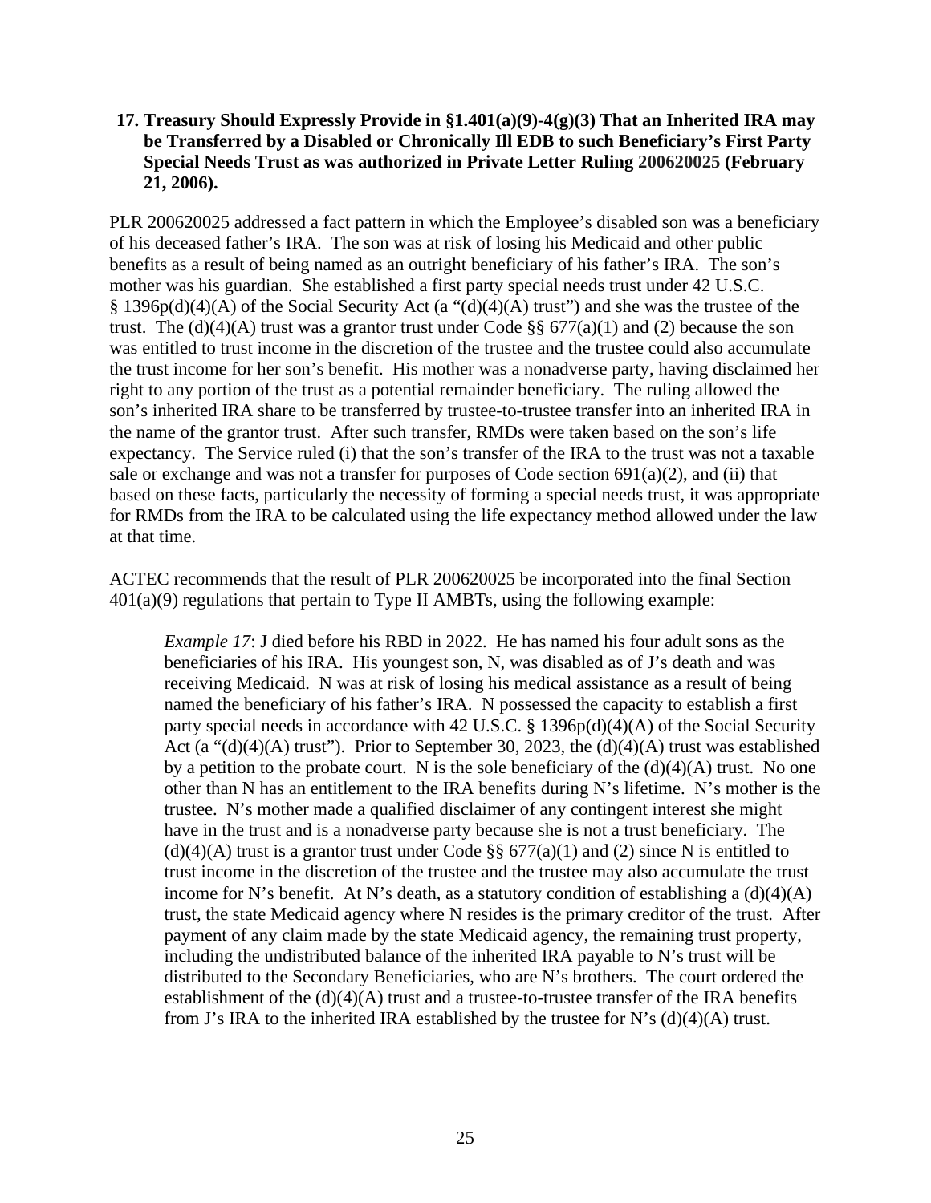**17. Treasury Should Expressly Provide in §1.401(a)(9)-4(g)(3) That an Inherited IRA may be Transferred by a Disabled or Chronically Ill EDB to such Beneficiary's First Party Special Needs Trust as was authorized in Private Letter Ruling 200620025 (February 21, 2006).**

PLR 200620025 addressed a fact pattern in which the Employee's disabled son was a beneficiary of his deceased father's IRA. The son was at risk of losing his Medicaid and other public benefits as a result of being named as an outright beneficiary of his father's IRA. The son's mother was his guardian. She established a first party special needs trust under 42 U.S.C. § 1396p(d)(4)(A) of the Social Security Act (a "(d)(4)(A) trust") and she was the trustee of the trust. The (d)(4)(A) trust was a grantor trust under Code §§ 677(a)(1) and (2) because the son was entitled to trust income in the discretion of the trustee and the trustee could also accumulate the trust income for her son's benefit. His mother was a nonadverse party, having disclaimed her right to any portion of the trust as a potential remainder beneficiary. The ruling allowed the son's inherited IRA share to be transferred by trustee-to-trustee transfer into an inherited IRA in the name of the grantor trust. After such transfer, RMDs were taken based on the son's life expectancy. The Service ruled (i) that the son's transfer of the IRA to the trust was not a taxable sale or exchange and was not a transfer for purposes of Code section 691(a)(2), and (ii) that based on these facts, particularly the necessity of forming a special needs trust, it was appropriate for RMDs from the IRA to be calculated using the life expectancy method allowed under the law at that time.

ACTEC recommends that the result of PLR 200620025 be incorporated into the final Section 401(a)(9) regulations that pertain to Type II AMBTs, using the following example:

> *Example 17*: J died before his RBD in 2022. He has named his four adult sons as the beneficiaries of his IRA. His youngest son, N, was disabled as of J's death and was receiving Medicaid. N was at risk of losing his medical assistance as a result of being named the beneficiary of his father's IRA. N possessed the capacity to establish a first party special needs in accordance with 42 U.S.C. § 1396p(d)(4)(A) of the Social Security Act (a "(d)(4)(A) trust"). Prior to September 30, 2023, the (d)(4)(A) trust was established by a petition to the probate court. N is the sole beneficiary of the (d)(4)(A) trust. No one other than N has an entitlement to the IRA benefits during N's lifetime. N's mother is the trustee. N's mother made a qualified disclaimer of any contingent interest she might have in the trust and is a nonadverse party because she is not a trust beneficiary. The (d)(4)(A) trust is a grantor trust under Code §§ 677(a)(1) and (2) since N is entitled to trust income in the discretion of the trustee and the trustee may also accumulate the trust income for N's benefit. At N's death, as a statutory condition of establishing a (d)(4)(A) trust, the state Medicaid agency where N resides is the primary creditor of the trust. After payment of any claim made by the state Medicaid agency, the remaining trust property, including the undistributed balance of the inherited IRA payable to N's trust will be distributed to the Secondary Beneficiaries, who are N's brothers. The court ordered the establishment of the (d)(4)(A) trust and a trustee-to-trustee transfer of the IRA benefits from J's IRA to the inherited IRA established by the trustee for N's (d)(4)(A) trust.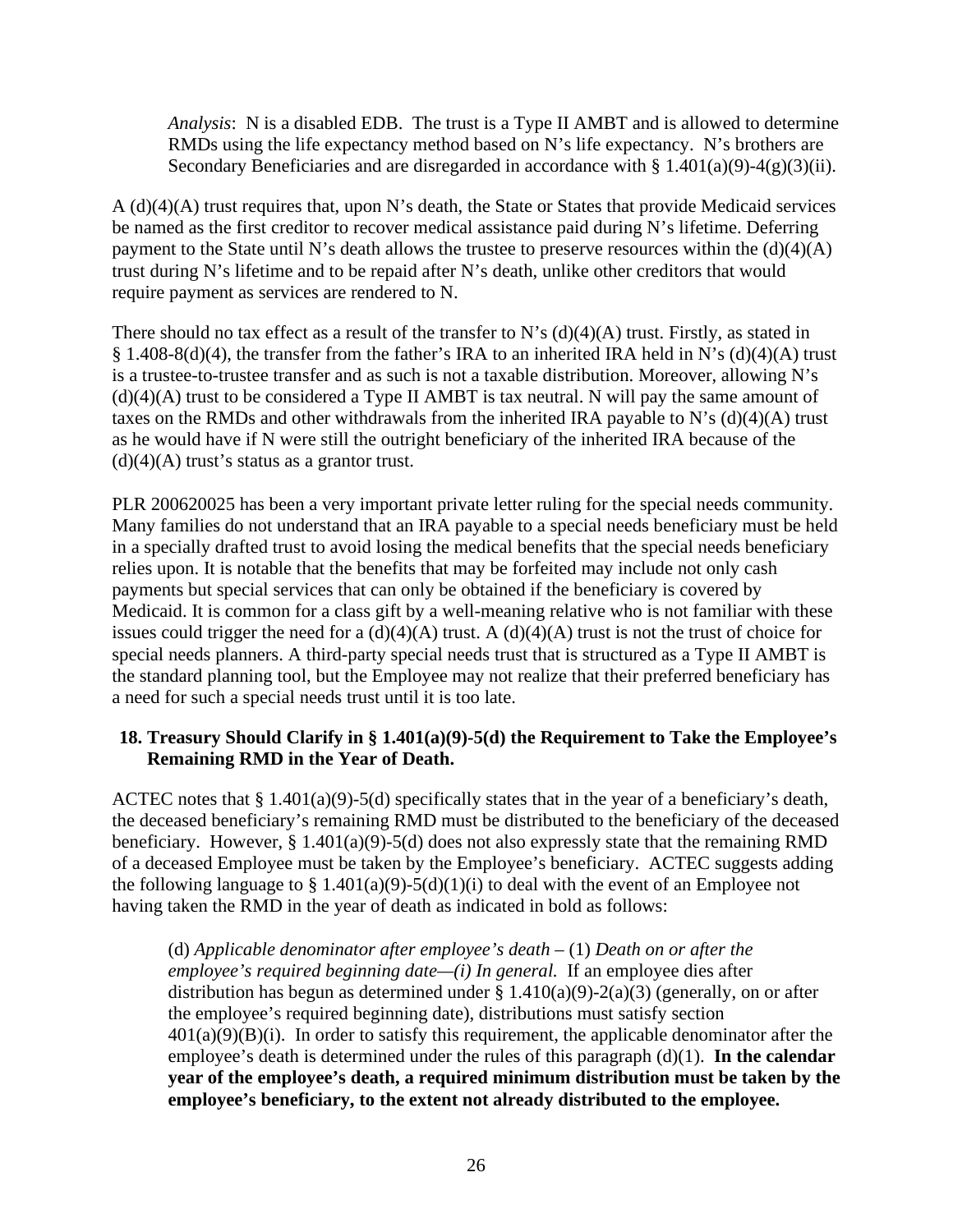> *Analysis*: N is a disabled EDB. The trust is a Type II AMBT and is allowed to determine RMDs using the life expectancy method based on N's life expectancy. N's brothers are Secondary Beneficiaries and are disregarded in accordance with § 1.401(a)(9)-4(g)(3)(ii).

A (d)(4)(A) trust requires that, upon N's death, the State or States that provide Medicaid services be named as the first creditor to recover medical assistance paid during N's lifetime. Deferring payment to the State until N's death allows the trustee to preserve resources within the (d)(4)(A) trust during N's lifetime and to be repaid after N's death, unlike other creditors that would require payment as services are rendered to N.

There should no tax effect as a result of the transfer to N's (d)(4)(A) trust. Firstly, as stated in § 1.408-8(d)(4), the transfer from the father's IRA to an inherited IRA held in N's (d)(4)(A) trust is a trustee-to-trustee transfer and as such is not a taxable distribution. Moreover, allowing N's (d)(4)(A) trust to be considered a Type II AMBT is tax neutral. N will pay the same amount of taxes on the RMDs and other withdrawals from the inherited IRA payable to N's (d)(4)(A) trust as he would have if N were still the outright beneficiary of the inherited IRA because of the (d)(4)(A) trust's status as a grantor trust.

PLR 200620025 has been a very important private letter ruling for the special needs community. Many families do not understand that an IRA payable to a special needs beneficiary must be held in a specially drafted trust to avoid losing the medical benefits that the special needs beneficiary relies upon. It is notable that the benefits that may be forfeited may include not only cash payments but special services that can only be obtained if the beneficiary is covered by Medicaid. It is common for a class gift by a well-meaning relative who is not familiar with these issues could trigger the need for a (d)(4)(A) trust. A (d)(4)(A) trust is not the trust of choice for special needs planners. A third-party special needs trust that is structured as a Type II AMBT is the standard planning tool, but the Employee may not realize that their preferred beneficiary has a need for such a special needs trust until it is too late.

### 18. Treasury Should Clarify in § 1.401(a)(9)-5(d) the Requirement to Take the Employee's Remaining RMD in the Year of Death.

ACTEC notes that § 1.401(a)(9)-5(d) specifically states that in the year of a beneficiary's death, the deceased beneficiary's remaining RMD must be distributed to the beneficiary of the deceased beneficiary. However, § 1.401(a)(9)-5(d) does not also expressly state that the remaining RMD of a deceased Employee must be taken by the Employee's beneficiary. ACTEC suggests adding the following language to § 1.401(a)(9)-5(d)(1)(i) to deal with the event of an Employee not having taken the RMD in the year of death as indicated in bold as follows:

> (d) *Applicable denominator after employee's death* – (1) *Death on or after the employee's required beginning date—(i) In general.* If an employee dies after distribution has begun as determined under § 1.410(a)(9)-2(a)(3) (generally, on or after the employee's required beginning date), distributions must satisfy section 401(a)(9)(B)(i). In order to satisfy this requirement, the applicable denominator after the employee's death is determined under the rules of this paragraph (d)(1). **In the calendar year of the employee's death, a required minimum distribution must be taken by the employee's beneficiary, to the extent not already distributed to the employee.**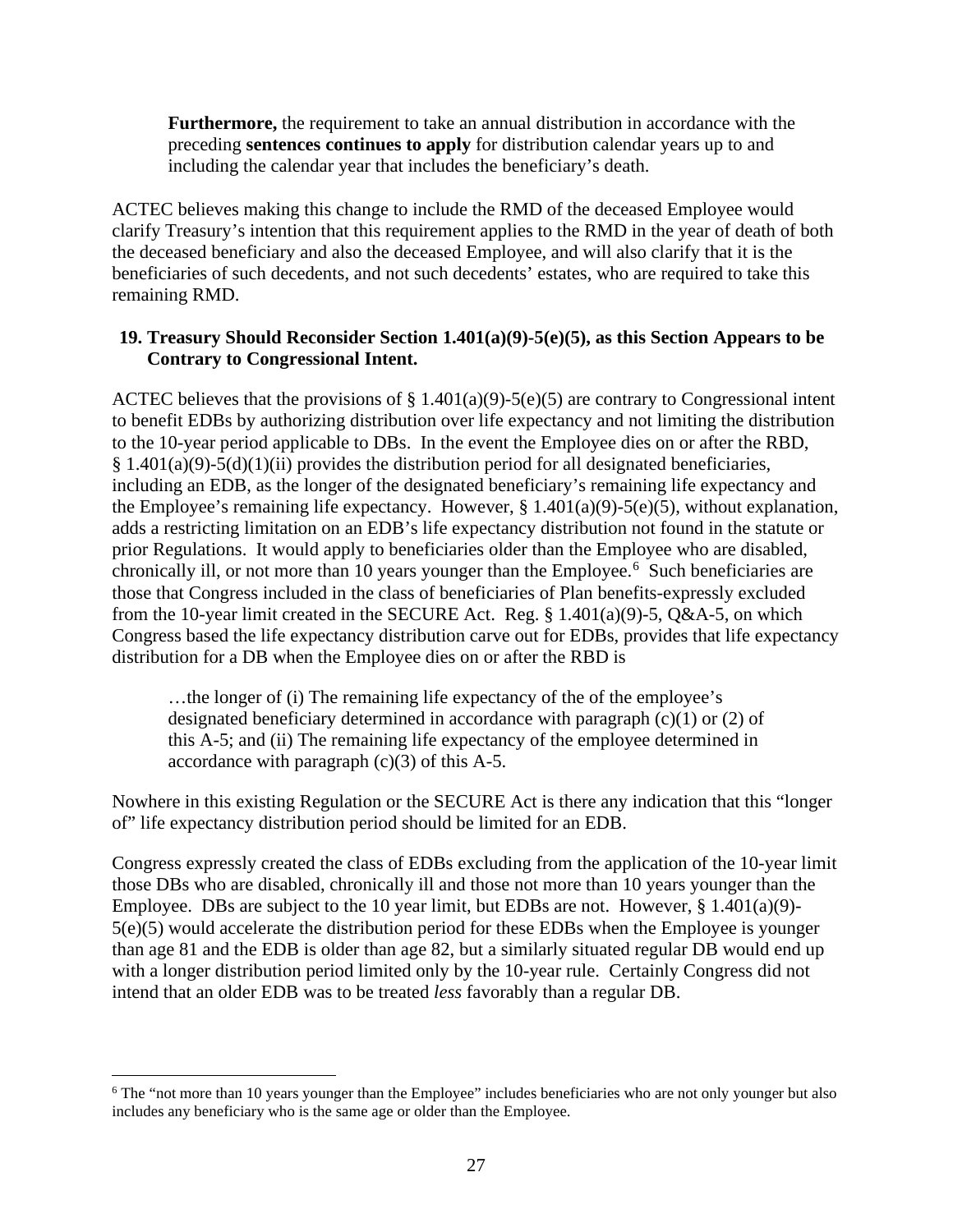> **Furthermore,** the requirement to take an annual distribution in accordance with the preceding **sentences continues to apply** for distribution calendar years up to and including the calendar year that includes the beneficiary's death.

ACTEC believes making this change to include the RMD of the deceased Employee would clarify Treasury's intention that this requirement applies to the RMD in the year of death of both the deceased beneficiary and also the deceased Employee, and will also clarify that it is the beneficiaries of such decedents, and not such decedents' estates, who are required to take this remaining RMD.

**19. Treasury Should Reconsider Section 1.401(a)(9)-5(e)(5), as this Section Appears to be Contrary to Congressional Intent.**

ACTEC believes that the provisions of § 1.401(a)(9)-5(e)(5) are contrary to Congressional intent to benefit EDBs by authorizing distribution over life expectancy and not limiting the distribution to the 10-year period applicable to DBs. In the event the Employee dies on or after the RBD, § 1.401(a)(9)-5(d)(1)(ii) provides the distribution period for all designated beneficiaries, including an EDB, as the longer of the designated beneficiary's remaining life expectancy and the Employee's remaining life expectancy. However, § 1.401(a)(9)-5(e)(5), without explanation, adds a restricting limitation on an EDB's life expectancy distribution not found in the statute or prior Regulations. It would apply to beneficiaries older than the Employee who are disabled, chronically ill, or not more than 10 years younger than the Employee.[6] Such beneficiaries are those that Congress included in the class of beneficiaries of Plan benefits-expressly excluded from the 10-year limit created in the SECURE Act. Reg. § 1.401(a)(9)-5, Q&A-5, on which Congress based the life expectancy distribution carve out for EDBs, provides that life expectancy distribution for a DB when the Employee dies on or after the RBD is

> …the longer of (i) The remaining life expectancy of the of the employee's designated beneficiary determined in accordance with paragraph (c)(1) or (2) of this A-5; and (ii) The remaining life expectancy of the employee determined in accordance with paragraph (c)(3) of this A-5.

Nowhere in this existing Regulation or the SECURE Act is there any indication that this "longer of" life expectancy distribution period should be limited for an EDB.

Congress expressly created the class of EDBs excluding from the application of the 10-year limit those DBs who are disabled, chronically ill and those not more than 10 years younger than the Employee. DBs are subject to the 10 year limit, but EDBs are not. However, § 1.401(a)(9)-5(e)(5) would accelerate the distribution period for these EDBs when the Employee is younger than age 81 and the EDB is older than age 82, but a similarly situated regular DB would end up with a longer distribution period limited only by the 10-year rule. Certainly Congress did not intend that an older EDB was to be treated *less* favorably than a regular DB.

[6] The "not more than 10 years younger than the Employee" includes beneficiaries who are not only younger but also includes any beneficiary who is the same age or older than the Employee.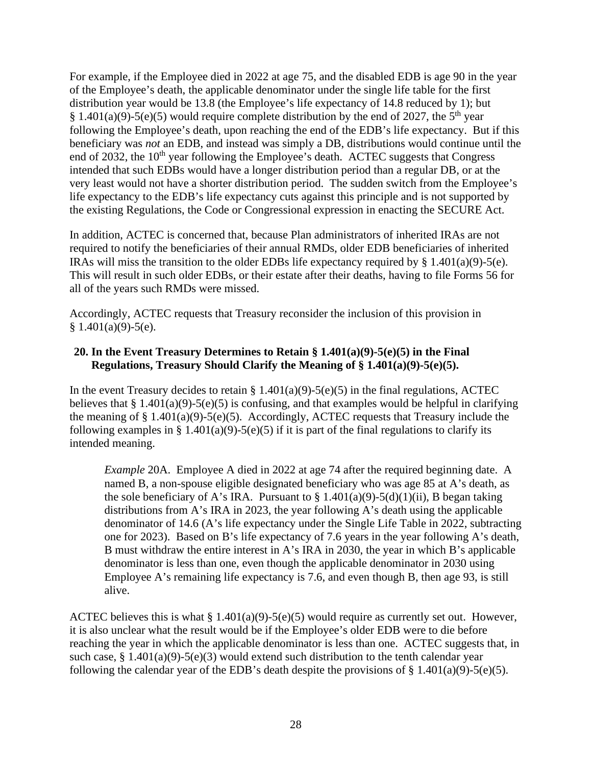For example, if the Employee died in 2022 at age 75, and the disabled EDB is age 90 in the year of the Employee's death, the applicable denominator under the single life table for the first distribution year would be 13.8 (the Employee's life expectancy of 14.8 reduced by 1); but § 1.401(a)(9)-5(e)(5) would require complete distribution by the end of 2027, the 5th year following the Employee's death, upon reaching the end of the EDB's life expectancy. But if this beneficiary was *not* an EDB, and instead was simply a DB, distributions would continue until the end of 2032, the 10th year following the Employee's death. ACTEC suggests that Congress intended that such EDBs would have a longer distribution period than a regular DB, or at the very least would not have a shorter distribution period. The sudden switch from the Employee's life expectancy to the EDB's life expectancy cuts against this principle and is not supported by the existing Regulations, the Code or Congressional expression in enacting the SECURE Act.

In addition, ACTEC is concerned that, because Plan administrators of inherited IRAs are not required to notify the beneficiaries of their annual RMDs, older EDB beneficiaries of inherited IRAs will miss the transition to the older EDBs life expectancy required by § 1.401(a)(9)-5(e). This will result in such older EDBs, or their estate after their deaths, having to file Forms 56 for all of the years such RMDs were missed.

Accordingly, ACTEC requests that Treasury reconsider the inclusion of this provision in § 1.401(a)(9)-5(e).

**20. In the Event Treasury Determines to Retain § 1.401(a)(9)-5(e)(5) in the Final Regulations, Treasury Should Clarify the Meaning of § 1.401(a)(9)-5(e)(5).**

In the event Treasury decides to retain § 1.401(a)(9)-5(e)(5) in the final regulations, ACTEC believes that § 1.401(a)(9)-5(e)(5) is confusing, and that examples would be helpful in clarifying the meaning of § 1.401(a)(9)-5(e)(5). Accordingly, ACTEC requests that Treasury include the following examples in § 1.401(a)(9)-5(e)(5) if it is part of the final regulations to clarify its intended meaning.

> *Example* 20A. Employee A died in 2022 at age 74 after the required beginning date. A named B, a non-spouse eligible designated beneficiary who was age 85 at A's death, as the sole beneficiary of A's IRA. Pursuant to § 1.401(a)(9)-5(d)(1)(ii), B began taking distributions from A's IRA in 2023, the year following A's death using the applicable denominator of 14.6 (A's life expectancy under the Single Life Table in 2022, subtracting one for 2023). Based on B's life expectancy of 7.6 years in the year following A's death, B must withdraw the entire interest in A's IRA in 2030, the year in which B's applicable denominator is less than one, even though the applicable denominator in 2030 using Employee A's remaining life expectancy is 7.6, and even though B, then age 93, is still alive.

ACTEC believes this is what § 1.401(a)(9)-5(e)(5) would require as currently set out. However, it is also unclear what the result would be if the Employee's older EDB were to die before reaching the year in which the applicable denominator is less than one. ACTEC suggests that, in such case, § 1.401(a)(9)-5(e)(3) would extend such distribution to the tenth calendar year following the calendar year of the EDB's death despite the provisions of § 1.401(a)(9)-5(e)(5).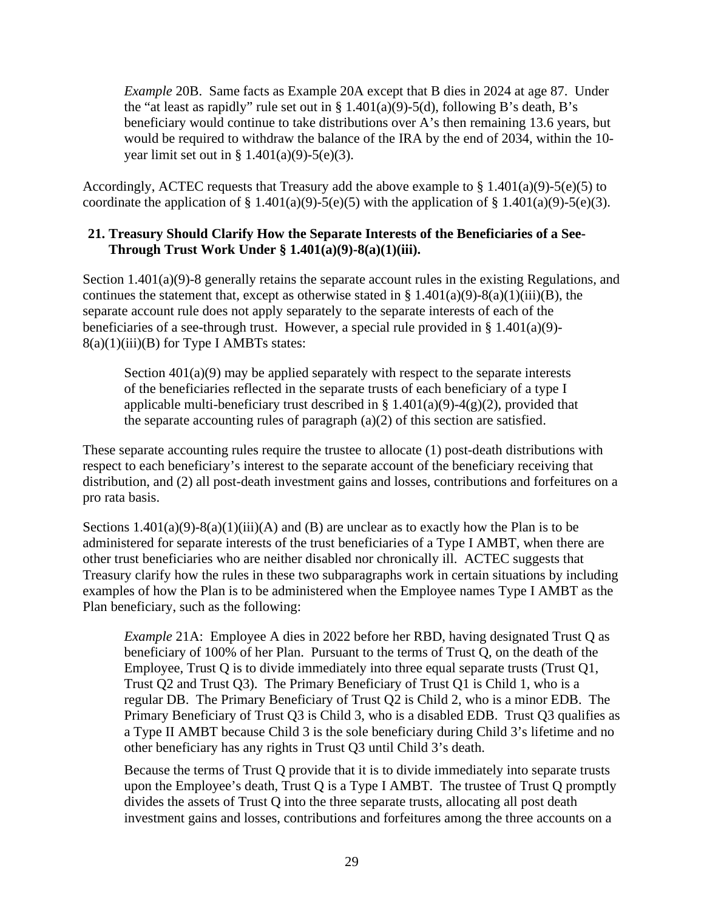*Example* 20B. Same facts as Example 20A except that B dies in 2024 at age 87. Under the "at least as rapidly" rule set out in § 1.401(a)(9)-5(d), following B's death, B's beneficiary would continue to take distributions over A's then remaining 13.6 years, but would be required to withdraw the balance of the IRA by the end of 2034, within the 10-year limit set out in § 1.401(a)(9)-5(e)(3).

Accordingly, ACTEC requests that Treasury add the above example to § 1.401(a)(9)-5(e)(5) to coordinate the application of § 1.401(a)(9)-5(e)(5) with the application of § 1.401(a)(9)-5(e)(3).

## 21. Treasury Should Clarify How the Separate Interests of the Beneficiaries of a See-Through Trust Work Under § 1.401(a)(9)-8(a)(1)(iii).

Section 1.401(a)(9)-8 generally retains the separate account rules in the existing Regulations, and continues the statement that, except as otherwise stated in § 1.401(a)(9)-8(a)(1)(iii)(B), the separate account rule does not apply separately to the separate interests of each of the beneficiaries of a see-through trust. However, a special rule provided in § 1.401(a)(9)-8(a)(1)(iii)(B) for Type I AMBTs states:

> Section 401(a)(9) may be applied separately with respect to the separate interests of the beneficiaries reflected in the separate trusts of each beneficiary of a type I applicable multi-beneficiary trust described in § 1.401(a)(9)-4(g)(2), provided that the separate accounting rules of paragraph (a)(2) of this section are satisfied.

These separate accounting rules require the trustee to allocate (1) post-death distributions with respect to each beneficiary's interest to the separate account of the beneficiary receiving that distribution, and (2) all post-death investment gains and losses, contributions and forfeitures on a pro rata basis.

Sections 1.401(a)(9)-8(a)(1)(iii)(A) and (B) are unclear as to exactly how the Plan is to be administered for separate interests of the trust beneficiaries of a Type I AMBT, when there are other trust beneficiaries who are neither disabled nor chronically ill. ACTEC suggests that Treasury clarify how the rules in these two subparagraphs work in certain situations by including examples of how the Plan is to be administered when the Employee names Type I AMBT as the Plan beneficiary, such as the following:

*Example* 21A: Employee A dies in 2022 before her RBD, having designated Trust Q as beneficiary of 100% of her Plan. Pursuant to the terms of Trust Q, on the death of the Employee, Trust Q is to divide immediately into three equal separate trusts (Trust Q1, Trust Q2 and Trust Q3). The Primary Beneficiary of Trust Q1 is Child 1, who is a regular DB. The Primary Beneficiary of Trust Q2 is Child 2, who is a minor EDB. The Primary Beneficiary of Trust Q3 is Child 3, who is a disabled EDB. Trust Q3 qualifies as a Type II AMBT because Child 3 is the sole beneficiary during Child 3's lifetime and no other beneficiary has any rights in Trust Q3 until Child 3's death.

Because the terms of Trust Q provide that it is to divide immediately into separate trusts upon the Employee's death, Trust Q is a Type I AMBT. The trustee of Trust Q promptly divides the assets of Trust Q into the three separate trusts, allocating all post death investment gains and losses, contributions and forfeitures among the three accounts on a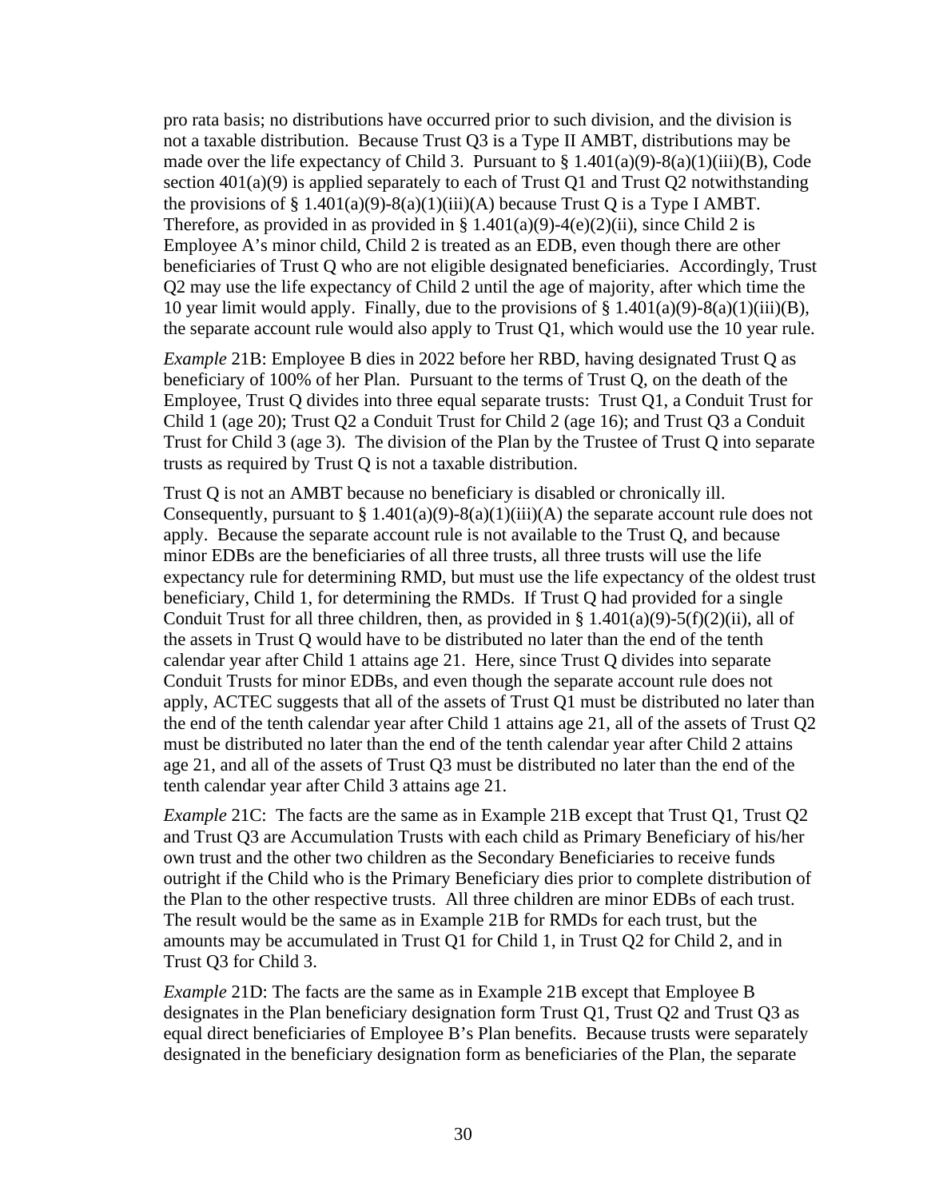pro rata basis; no distributions have occurred prior to such division, and the division is not a taxable distribution. Because Trust Q3 is a Type II AMBT, distributions may be made over the life expectancy of Child 3. Pursuant to § 1.401(a)(9)-8(a)(1)(iii)(B), Code section 401(a)(9) is applied separately to each of Trust Q1 and Trust Q2 notwithstanding the provisions of § 1.401(a)(9)-8(a)(1)(iii)(A) because Trust Q is a Type I AMBT. Therefore, as provided in as provided in § 1.401(a)(9)-4(e)(2)(ii), since Child 2 is Employee A's minor child, Child 2 is treated as an EDB, even though there are other beneficiaries of Trust Q who are not eligible designated beneficiaries. Accordingly, Trust Q2 may use the life expectancy of Child 2 until the age of majority, after which time the 10 year limit would apply. Finally, due to the provisions of § 1.401(a)(9)-8(a)(1)(iii)(B), the separate account rule would also apply to Trust Q1, which would use the 10 year rule.

*Example* 21B: Employee B dies in 2022 before her RBD, having designated Trust Q as beneficiary of 100% of her Plan. Pursuant to the terms of Trust Q, on the death of the Employee, Trust Q divides into three equal separate trusts: Trust Q1, a Conduit Trust for Child 1 (age 20); Trust Q2 a Conduit Trust for Child 2 (age 16); and Trust Q3 a Conduit Trust for Child 3 (age 3). The division of the Plan by the Trustee of Trust Q into separate trusts as required by Trust Q is not a taxable distribution.

Trust Q is not an AMBT because no beneficiary is disabled or chronically ill. Consequently, pursuant to § 1.401(a)(9)-8(a)(1)(iii)(A) the separate account rule does not apply. Because the separate account rule is not available to the Trust Q, and because minor EDBs are the beneficiaries of all three trusts, all three trusts will use the life expectancy rule for determining RMD, but must use the life expectancy of the oldest trust beneficiary, Child 1, for determining the RMDs. If Trust Q had provided for a single Conduit Trust for all three children, then, as provided in § 1.401(a)(9)-5(f)(2)(ii), all of the assets in Trust Q would have to be distributed no later than the end of the tenth calendar year after Child 1 attains age 21. Here, since Trust Q divides into separate Conduit Trusts for minor EDBs, and even though the separate account rule does not apply, ACTEC suggests that all of the assets of Trust Q1 must be distributed no later than the end of the tenth calendar year after Child 1 attains age 21, all of the assets of Trust Q2 must be distributed no later than the end of the tenth calendar year after Child 2 attains age 21, and all of the assets of Trust Q3 must be distributed no later than the end of the tenth calendar year after Child 3 attains age 21.

*Example* 21C: The facts are the same as in Example 21B except that Trust Q1, Trust Q2 and Trust Q3 are Accumulation Trusts with each child as Primary Beneficiary of his/her own trust and the other two children as the Secondary Beneficiaries to receive funds outright if the Child who is the Primary Beneficiary dies prior to complete distribution of the Plan to the other respective trusts. All three children are minor EDBs of each trust. The result would be the same as in Example 21B for RMDs for each trust, but the amounts may be accumulated in Trust Q1 for Child 1, in Trust Q2 for Child 2, and in Trust Q3 for Child 3.

*Example* 21D: The facts are the same as in Example 21B except that Employee B designates in the Plan beneficiary designation form Trust Q1, Trust Q2 and Trust Q3 as equal direct beneficiaries of Employee B's Plan benefits. Because trusts were separately designated in the beneficiary designation form as beneficiaries of the Plan, the separate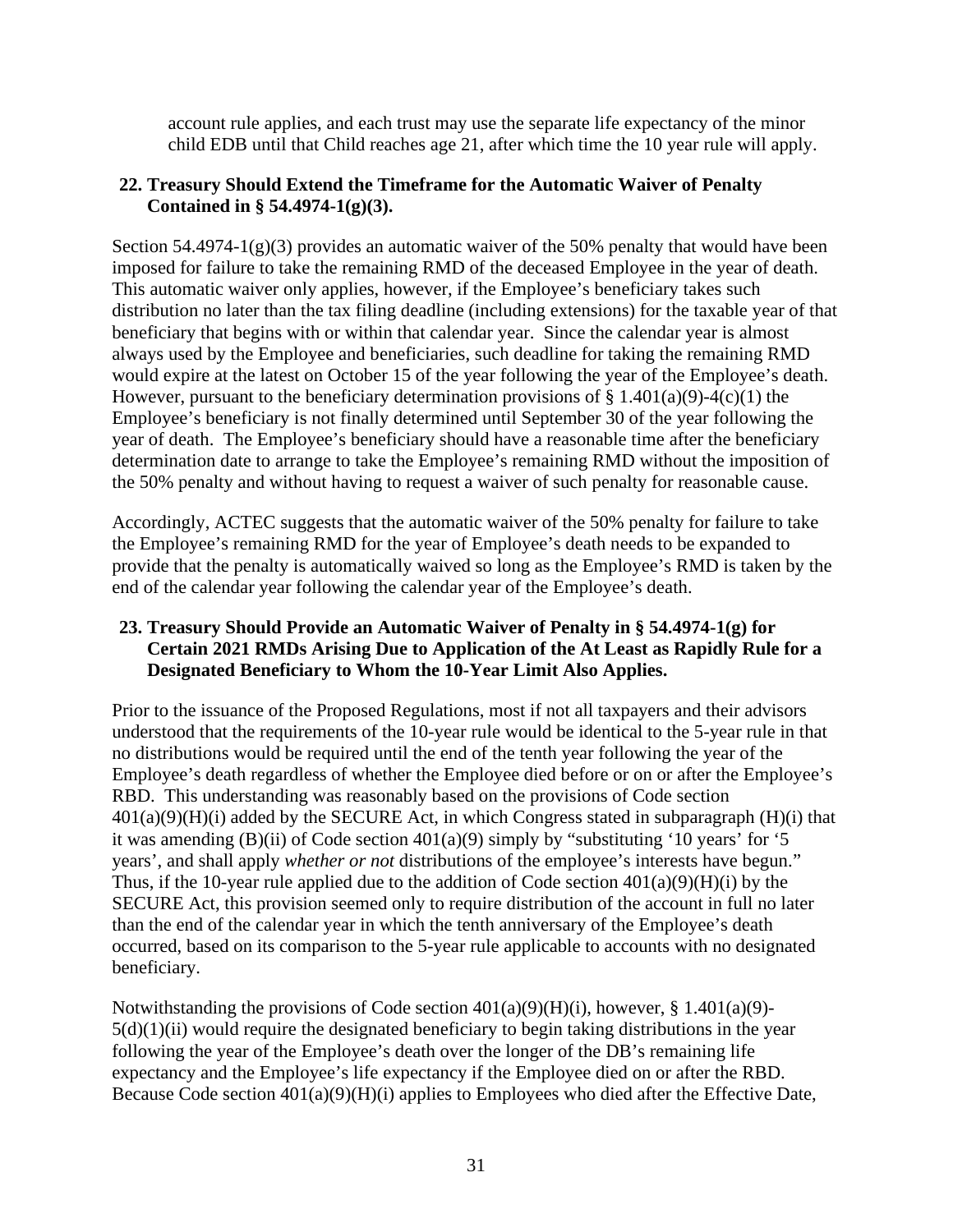account rule applies, and each trust may use the separate life expectancy of the minor child EDB until that Child reaches age 21, after which time the 10 year rule will apply.

**22. Treasury Should Extend the Timeframe for the Automatic Waiver of Penalty Contained in § 54.4974-1(g)(3).**

Section 54.4974-1(g)(3) provides an automatic waiver of the 50% penalty that would have been imposed for failure to take the remaining RMD of the deceased Employee in the year of death. This automatic waiver only applies, however, if the Employee's beneficiary takes such distribution no later than the tax filing deadline (including extensions) for the taxable year of that beneficiary that begins with or within that calendar year. Since the calendar year is almost always used by the Employee and beneficiaries, such deadline for taking the remaining RMD would expire at the latest on October 15 of the year following the year of the Employee's death. However, pursuant to the beneficiary determination provisions of § 1.401(a)(9)-4(c)(1) the Employee's beneficiary is not finally determined until September 30 of the year following the year of death. The Employee's beneficiary should have a reasonable time after the beneficiary determination date to arrange to take the Employee's remaining RMD without the imposition of the 50% penalty and without having to request a waiver of such penalty for reasonable cause.

Accordingly, ACTEC suggests that the automatic waiver of the 50% penalty for failure to take the Employee's remaining RMD for the year of Employee's death needs to be expanded to provide that the penalty is automatically waived so long as the Employee's RMD is taken by the end of the calendar year following the calendar year of the Employee's death.

**23. Treasury Should Provide an Automatic Waiver of Penalty in § 54.4974-1(g) for Certain 2021 RMDs Arising Due to Application of the At Least as Rapidly Rule for a Designated Beneficiary to Whom the 10-Year Limit Also Applies.**

Prior to the issuance of the Proposed Regulations, most if not all taxpayers and their advisors understood that the requirements of the 10-year rule would be identical to the 5-year rule in that no distributions would be required until the end of the tenth year following the year of the Employee's death regardless of whether the Employee died before or on or after the Employee's RBD. This understanding was reasonably based on the provisions of Code section 401(a)(9)(H)(i) added by the SECURE Act, in which Congress stated in subparagraph (H)(i) that it was amending (B)(ii) of Code section 401(a)(9) simply by "substituting '10 years' for '5 years', and shall apply *whether or not* distributions of the employee's interests have begun." Thus, if the 10-year rule applied due to the addition of Code section 401(a)(9)(H)(i) by the SECURE Act, this provision seemed only to require distribution of the account in full no later than the end of the calendar year in which the tenth anniversary of the Employee's death occurred, based on its comparison to the 5-year rule applicable to accounts with no designated beneficiary.

Notwithstanding the provisions of Code section 401(a)(9)(H)(i), however, § 1.401(a)(9)-5(d)(1)(ii) would require the designated beneficiary to begin taking distributions in the year following the year of the Employee's death over the longer of the DB's remaining life expectancy and the Employee's life expectancy if the Employee died on or after the RBD. Because Code section 401(a)(9)(H)(i) applies to Employees who died after the Effective Date,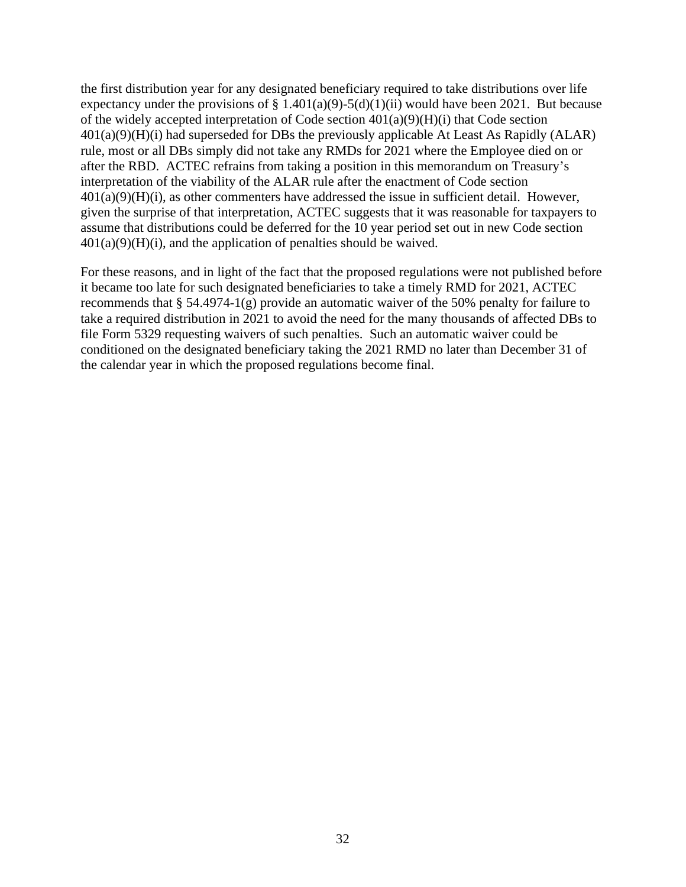the first distribution year for any designated beneficiary required to take distributions over life expectancy under the provisions of § 1.401(a)(9)-5(d)(1)(ii) would have been 2021. But because of the widely accepted interpretation of Code section 401(a)(9)(H)(i) that Code section 401(a)(9)(H)(i) had superseded for DBs the previously applicable At Least As Rapidly (ALAR) rule, most or all DBs simply did not take any RMDs for 2021 where the Employee died on or after the RBD. ACTEC refrains from taking a position in this memorandum on Treasury's interpretation of the viability of the ALAR rule after the enactment of Code section 401(a)(9)(H)(i), as other commenters have addressed the issue in sufficient detail. However, given the surprise of that interpretation, ACTEC suggests that it was reasonable for taxpayers to assume that distributions could be deferred for the 10 year period set out in new Code section 401(a)(9)(H)(i), and the application of penalties should be waived.

For these reasons, and in light of the fact that the proposed regulations were not published before it became too late for such designated beneficiaries to take a timely RMD for 2021, ACTEC recommends that § 54.4974-1(g) provide an automatic waiver of the 50% penalty for failure to take a required distribution in 2021 to avoid the need for the many thousands of affected DBs to file Form 5329 requesting waivers of such penalties. Such an automatic waiver could be conditioned on the designated beneficiary taking the 2021 RMD no later than December 31 of the calendar year in which the proposed regulations become final.